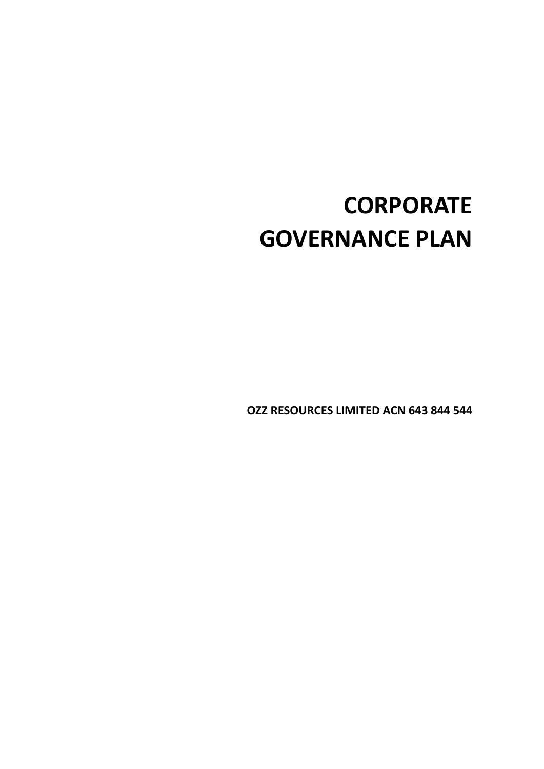# CORPORATE GOVERNANCE PLAN

**OZZ RESOURCES LIMITED ACN 643 844 544**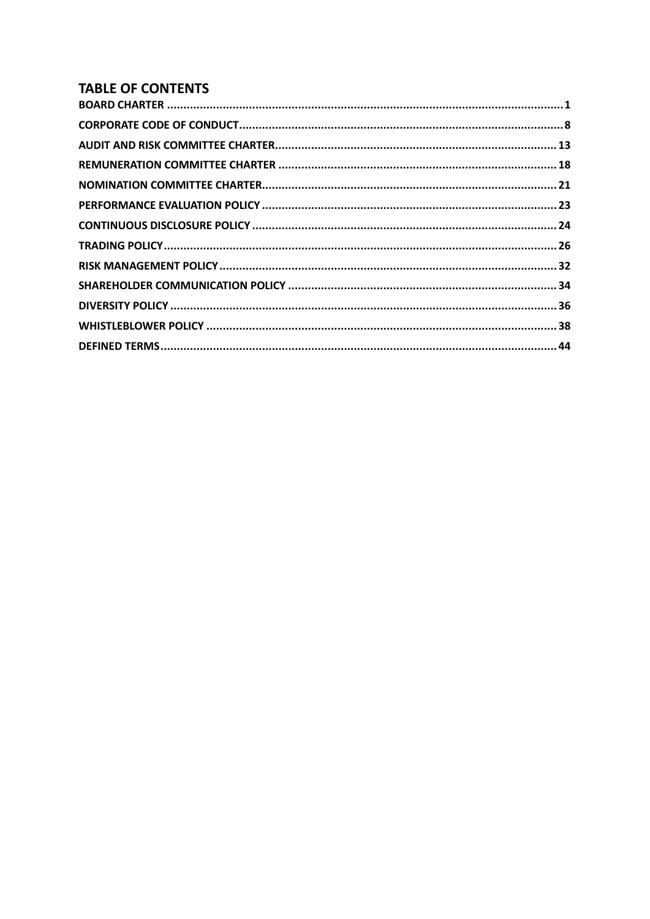# TABLE OF CONTENTS

**BOARD CHARTER** ........................................................................................................................ **1**
**CORPORATE CODE OF CONDUCT** .................................................................................................. **8**
**AUDIT AND RISK COMMITTEE CHARTER** ..................................................................................... **13**
**REMUNERATION COMMITTEE CHARTER** .................................................................................... **18**
**NOMINATION COMMITTEE CHARTER** .......................................................................................... **21**
**PERFORMANCE EVALUATION POLICY** ......................................................................................... **23**
**CONTINUOUS DISCLOSURE POLICY** ............................................................................................ **24**
**TRADING POLICY** ....................................................................................................................... **26**
**RISK MANAGEMENT POLICY** ...................................................................................................... **32**
**SHAREHOLDER COMMUNICATION POLICY** ................................................................................. **34**
**DIVERSITY POLICY** ..................................................................................................................... **36**
**WHISTLEBLOWER POLICY** .......................................................................................................... **38**
**DEFINED TERMS** ........................................................................................................................ **44**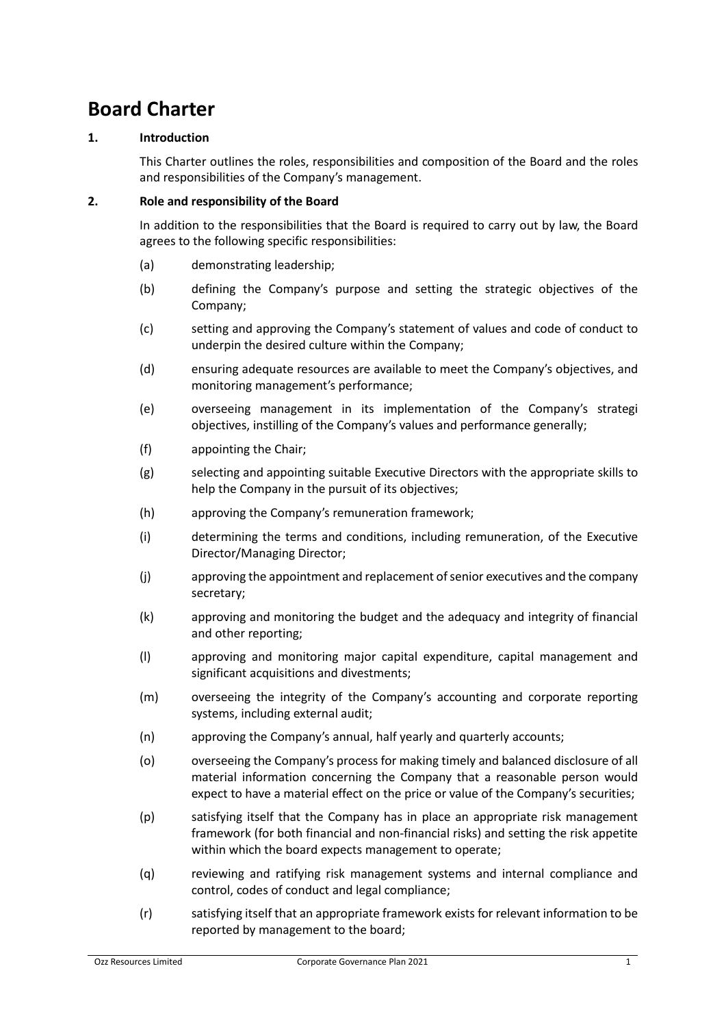# Board Charter

## 1. Introduction

This Charter outlines the roles, responsibilities and composition of the Board and the roles and responsibilities of the Company's management.

## 2. Role and responsibility of the Board

In addition to the responsibilities that the Board is required to carry out by law, the Board agrees to the following specific responsibilities:

(a) demonstrating leadership;

(b) defining the Company's purpose and setting the strategic objectives of the Company;

(c) setting and approving the Company's statement of values and code of conduct to underpin the desired culture within the Company;

(d) ensuring adequate resources are available to meet the Company's objectives, and monitoring management's performance;

(e) overseeing management in its implementation of the Company's strategi objectives, instilling of the Company's values and performance generally;

(f) appointing the Chair;

(g) selecting and appointing suitable Executive Directors with the appropriate skills to help the Company in the pursuit of its objectives;

(h) approving the Company's remuneration framework;

(i) determining the terms and conditions, including remuneration, of the Executive Director/Managing Director;

(j) approving the appointment and replacement of senior executives and the company secretary;

(k) approving and monitoring the budget and the adequacy and integrity of financial and other reporting;

(l) approving and monitoring major capital expenditure, capital management and significant acquisitions and divestments;

(m) overseeing the integrity of the Company's accounting and corporate reporting systems, including external audit;

(n) approving the Company's annual, half yearly and quarterly accounts;

(o) overseeing the Company's process for making timely and balanced disclosure of all material information concerning the Company that a reasonable person would expect to have a material effect on the price or value of the Company's securities;

(p) satisfying itself that the Company has in place an appropriate risk management framework (for both financial and non-financial risks) and setting the risk appetite within which the board expects management to operate;

(q) reviewing and ratifying risk management systems and internal compliance and control, codes of conduct and legal compliance;

(r) satisfying itself that an appropriate framework exists for relevant information to be reported by management to the board;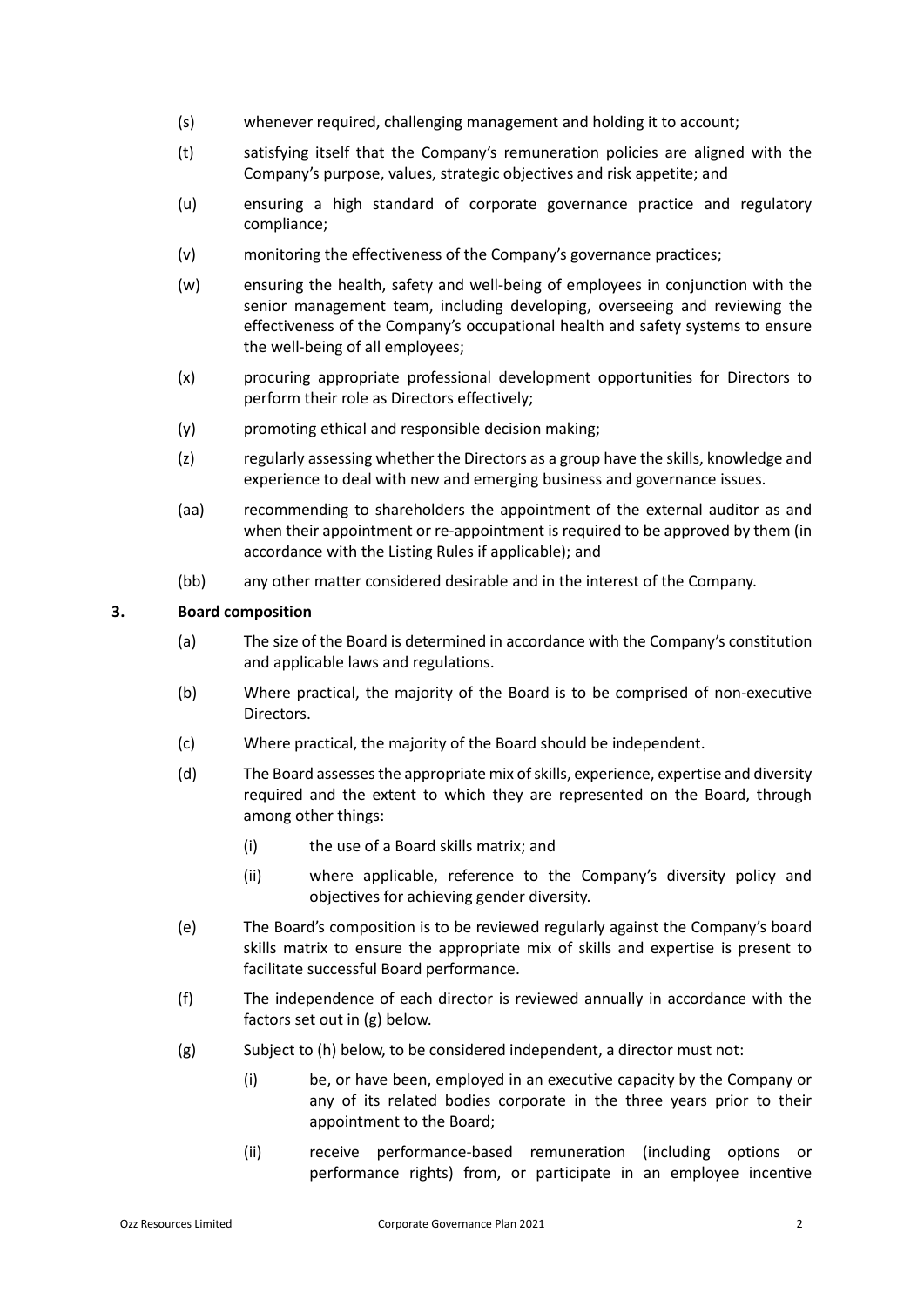(s) whenever required, challenging management and holding it to account;

(t) satisfying itself that the Company's remuneration policies are aligned with the Company's purpose, values, strategic objectives and risk appetite; and

(u) ensuring a high standard of corporate governance practice and regulatory compliance;

(v) monitoring the effectiveness of the Company's governance practices;

(w) ensuring the health, safety and well-being of employees in conjunction with the senior management team, including developing, overseeing and reviewing the effectiveness of the Company's occupational health and safety systems to ensure the well-being of all employees;

(x) procuring appropriate professional development opportunities for Directors to perform their role as Directors effectively;

(y) promoting ethical and responsible decision making;

(z) regularly assessing whether the Directors as a group have the skills, knowledge and experience to deal with new and emerging business and governance issues.

(aa) recommending to shareholders the appointment of the external auditor as and when their appointment or re-appointment is required to be approved by them (in accordance with the Listing Rules if applicable); and

(bb) any other matter considered desirable and in the interest of the Company.

## 3. Board composition

(a) The size of the Board is determined in accordance with the Company's constitution and applicable laws and regulations.

(b) Where practical, the majority of the Board is to be comprised of non-executive Directors.

(c) Where practical, the majority of the Board should be independent.

(d) The Board assesses the appropriate mix of skills, experience, expertise and diversity required and the extent to which they are represented on the Board, through among other things:

  (i) the use of a Board skills matrix; and

  (ii) where applicable, reference to the Company's diversity policy and objectives for achieving gender diversity.

(e) The Board's composition is to be reviewed regularly against the Company's board skills matrix to ensure the appropriate mix of skills and expertise is present to facilitate successful Board performance.

(f) The independence of each director is reviewed annually in accordance with the factors set out in (g) below.

(g) Subject to (h) below, to be considered independent, a director must not:

  (i) be, or have been, employed in an executive capacity by the Company or any of its related bodies corporate in the three years prior to their appointment to the Board;

  (ii) receive performance-based remuneration (including options or performance rights) from, or participate in an employee incentive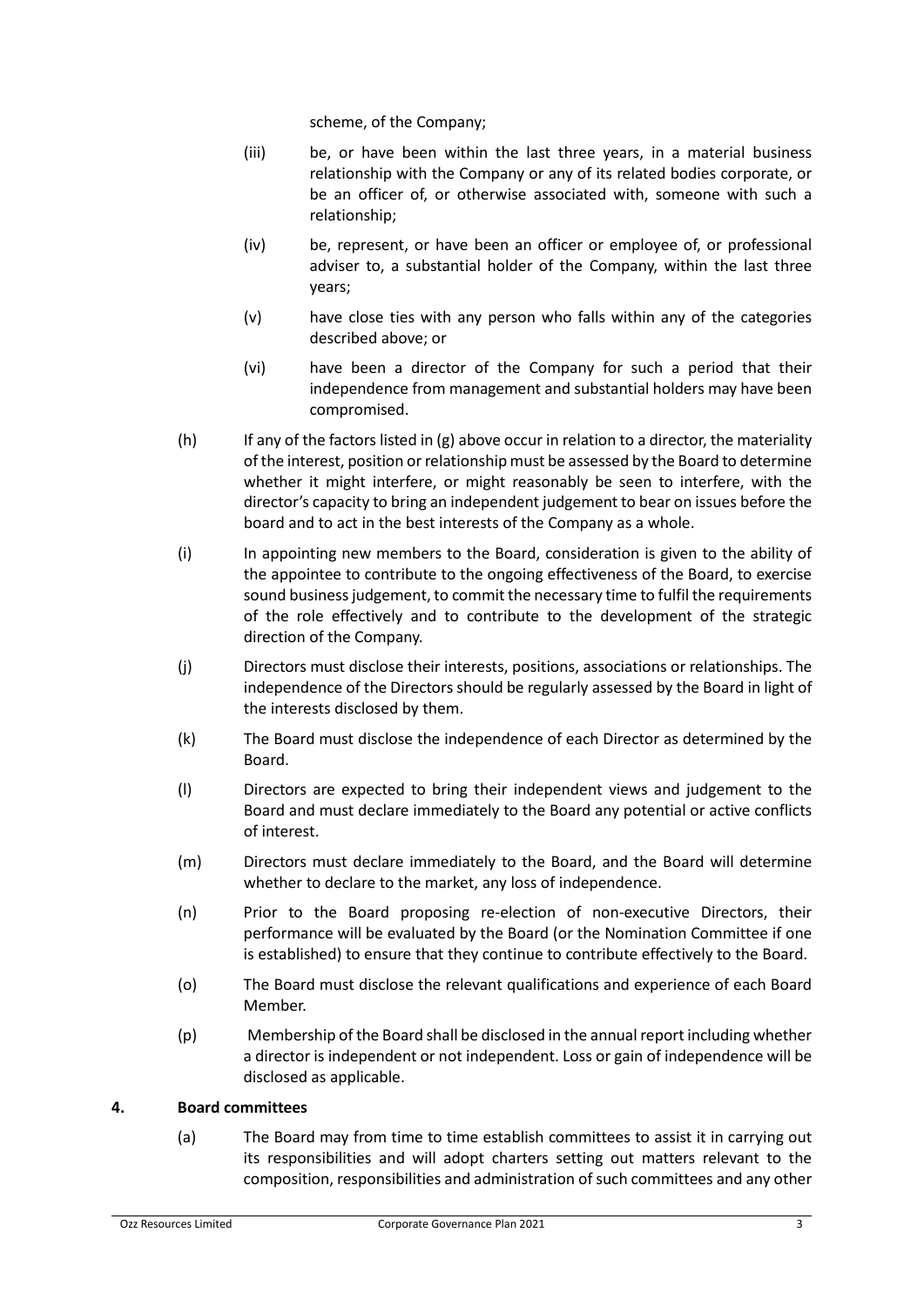scheme, of the Company;

(iii) be, or have been within the last three years, in a material business relationship with the Company or any of its related bodies corporate, or be an officer of, or otherwise associated with, someone with such a relationship;

(iv) be, represent, or have been an officer or employee of, or professional adviser to, a substantial holder of the Company, within the last three years;

(v) have close ties with any person who falls within any of the categories described above; or

(vi) have been a director of the Company for such a period that their independence from management and substantial holders may have been compromised.

(h) If any of the factors listed in (g) above occur in relation to a director, the materiality of the interest, position or relationship must be assessed by the Board to determine whether it might interfere, or might reasonably be seen to interfere, with the director's capacity to bring an independent judgement to bear on issues before the board and to act in the best interests of the Company as a whole.

(i) In appointing new members to the Board, consideration is given to the ability of the appointee to contribute to the ongoing effectiveness of the Board, to exercise sound business judgement, to commit the necessary time to fulfil the requirements of the role effectively and to contribute to the development of the strategic direction of the Company.

(j) Directors must disclose their interests, positions, associations or relationships. The independence of the Directors should be regularly assessed by the Board in light of the interests disclosed by them.

(k) The Board must disclose the independence of each Director as determined by the Board.

(l) Directors are expected to bring their independent views and judgement to the Board and must declare immediately to the Board any potential or active conflicts of interest.

(m) Directors must declare immediately to the Board, and the Board will determine whether to declare to the market, any loss of independence.

(n) Prior to the Board proposing re-election of non-executive Directors, their performance will be evaluated by the Board (or the Nomination Committee if one is established) to ensure that they continue to contribute effectively to the Board.

(o) The Board must disclose the relevant qualifications and experience of each Board Member.

(p) Membership of the Board shall be disclosed in the annual report including whether a director is independent or not independent. Loss or gain of independence will be disclosed as applicable.

## 4. Board committees

(a) The Board may from time to time establish committees to assist it in carrying out its responsibilities and will adopt charters setting out matters relevant to the composition, responsibilities and administration of such committees and any other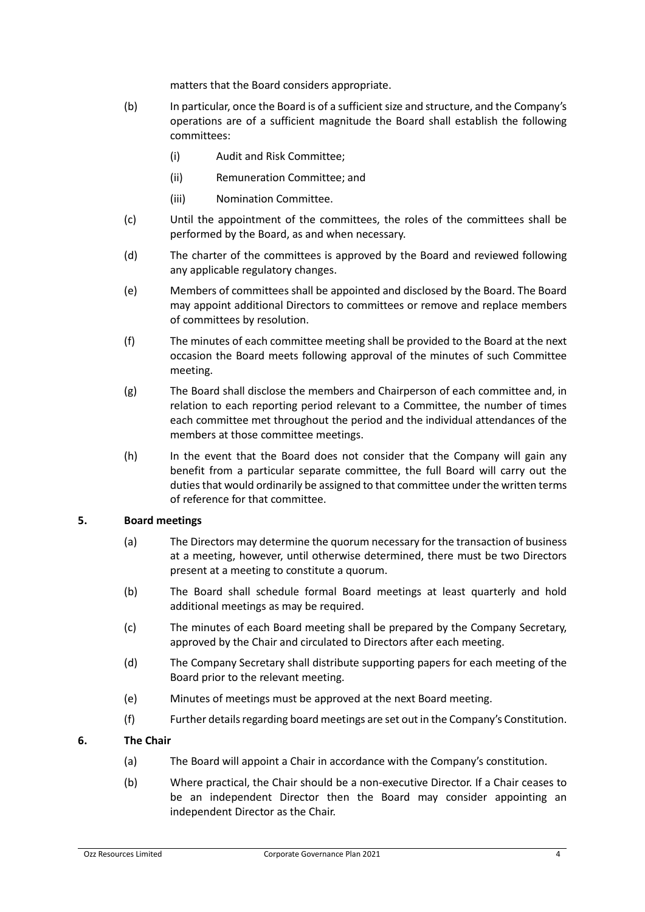matters that the Board considers appropriate.

(b) In particular, once the Board is of a sufficient size and structure, and the Company's operations are of a sufficient magnitude the Board shall establish the following committees:

  (i) Audit and Risk Committee;

  (ii) Remuneration Committee; and

  (iii) Nomination Committee.

(c) Until the appointment of the committees, the roles of the committees shall be performed by the Board, as and when necessary.

(d) The charter of the committees is approved by the Board and reviewed following any applicable regulatory changes.

(e) Members of committees shall be appointed and disclosed by the Board. The Board may appoint additional Directors to committees or remove and replace members of committees by resolution.

(f) The minutes of each committee meeting shall be provided to the Board at the next occasion the Board meets following approval of the minutes of such Committee meeting.

(g) The Board shall disclose the members and Chairperson of each committee and, in relation to each reporting period relevant to a Committee, the number of times each committee met throughout the period and the individual attendances of the members at those committee meetings.

(h) In the event that the Board does not consider that the Company will gain any benefit from a particular separate committee, the full Board will carry out the duties that would ordinarily be assigned to that committee under the written terms of reference for that committee.

## 5. Board meetings

(a) The Directors may determine the quorum necessary for the transaction of business at a meeting, however, until otherwise determined, there must be two Directors present at a meeting to constitute a quorum.

(b) The Board shall schedule formal Board meetings at least quarterly and hold additional meetings as may be required.

(c) The minutes of each Board meeting shall be prepared by the Company Secretary, approved by the Chair and circulated to Directors after each meeting.

(d) The Company Secretary shall distribute supporting papers for each meeting of the Board prior to the relevant meeting.

(e) Minutes of meetings must be approved at the next Board meeting.

(f) Further details regarding board meetings are set out in the Company's Constitution.

## 6. The Chair

(a) The Board will appoint a Chair in accordance with the Company's constitution.

(b) Where practical, the Chair should be a non-executive Director. If a Chair ceases to be an independent Director then the Board may consider appointing an independent Director as the Chair.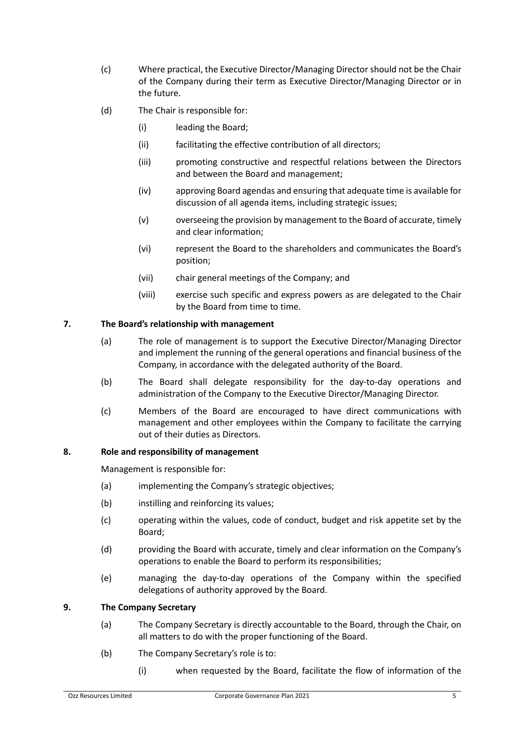(c) Where practical, the Executive Director/Managing Director should not be the Chair of the Company during their term as Executive Director/Managing Director or in the future.

(d) The Chair is responsible for:

   (i) leading the Board;

   (ii) facilitating the effective contribution of all directors;

   (iii) promoting constructive and respectful relations between the Directors and between the Board and management;

   (iv) approving Board agendas and ensuring that adequate time is available for discussion of all agenda items, including strategic issues;

   (v) overseeing the provision by management to the Board of accurate, timely and clear information;

   (vi) represent the Board to the shareholders and communicates the Board's position;

   (vii) chair general meetings of the Company; and

   (viii) exercise such specific and express powers as are delegated to the Chair by the Board from time to time.

## 7. The Board's relationship with management

(a) The role of management is to support the Executive Director/Managing Director and implement the running of the general operations and financial business of the Company, in accordance with the delegated authority of the Board.

(b) The Board shall delegate responsibility for the day-to-day operations and administration of the Company to the Executive Director/Managing Director.

(c) Members of the Board are encouraged to have direct communications with management and other employees within the Company to facilitate the carrying out of their duties as Directors.

## 8. Role and responsibility of management

Management is responsible for:

(a) implementing the Company's strategic objectives;

(b) instilling and reinforcing its values;

(c) operating within the values, code of conduct, budget and risk appetite set by the Board;

(d) providing the Board with accurate, timely and clear information on the Company's operations to enable the Board to perform its responsibilities;

(e) managing the day-to-day operations of the Company within the specified delegations of authority approved by the Board.

## 9. The Company Secretary

(a) The Company Secretary is directly accountable to the Board, through the Chair, on all matters to do with the proper functioning of the Board.

(b) The Company Secretary's role is to:

   (i) when requested by the Board, facilitate the flow of information of the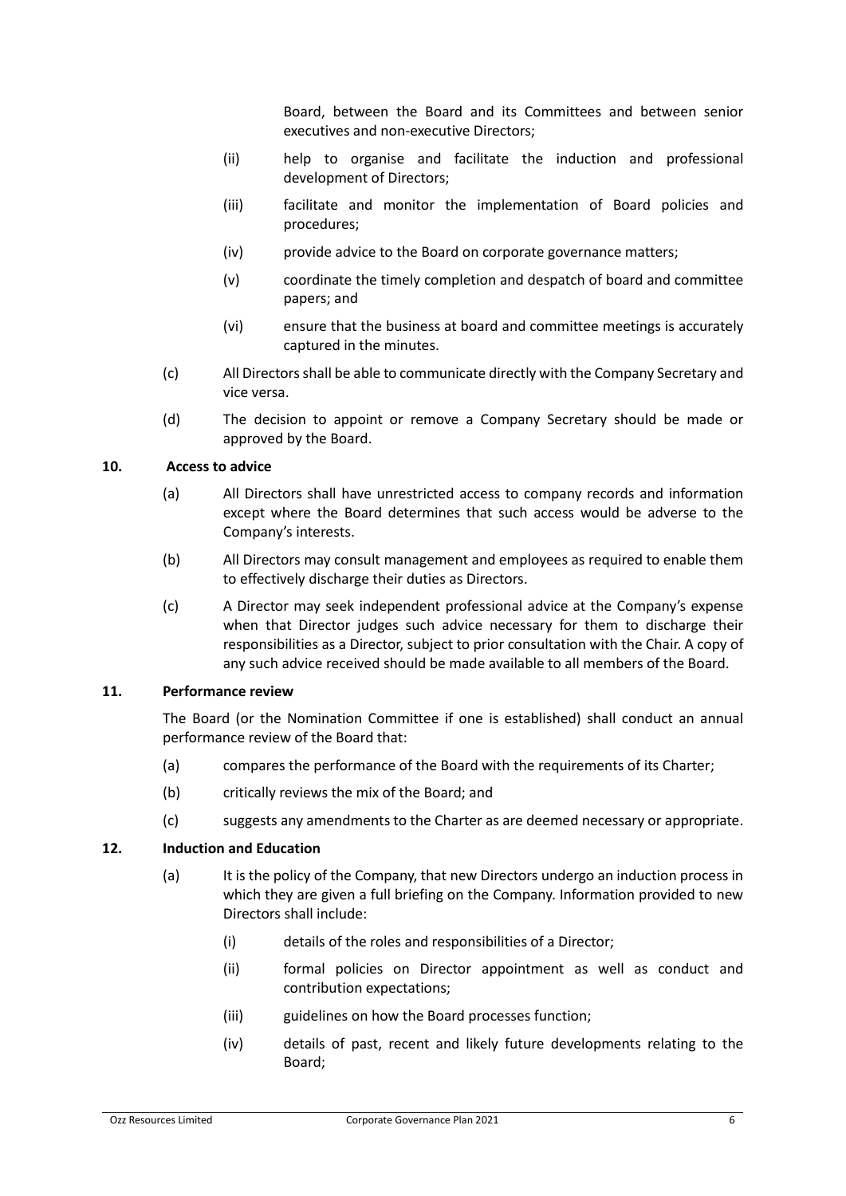Board, between the Board and its Committees and between senior executives and non-executive Directors;

(ii) help to organise and facilitate the induction and professional development of Directors;

(iii) facilitate and monitor the implementation of Board policies and procedures;

(iv) provide advice to the Board on corporate governance matters;

(v) coordinate the timely completion and despatch of board and committee papers; and

(vi) ensure that the business at board and committee meetings is accurately captured in the minutes.

(c) All Directors shall be able to communicate directly with the Company Secretary and vice versa.

(d) The decision to appoint or remove a Company Secretary should be made or approved by the Board.

## 10. Access to advice

(a) All Directors shall have unrestricted access to company records and information except where the Board determines that such access would be adverse to the Company's interests.

(b) All Directors may consult management and employees as required to enable them to effectively discharge their duties as Directors.

(c) A Director may seek independent professional advice at the Company's expense when that Director judges such advice necessary for them to discharge their responsibilities as a Director, subject to prior consultation with the Chair. A copy of any such advice received should be made available to all members of the Board.

## 11. Performance review

The Board (or the Nomination Committee if one is established) shall conduct an annual performance review of the Board that:

(a) compares the performance of the Board with the requirements of its Charter;

(b) critically reviews the mix of the Board; and

(c) suggests any amendments to the Charter as are deemed necessary or appropriate.

## 12. Induction and Education

(a) It is the policy of the Company, that new Directors undergo an induction process in which they are given a full briefing on the Company. Information provided to new Directors shall include:

(i) details of the roles and responsibilities of a Director;

(ii) formal policies on Director appointment as well as conduct and contribution expectations;

(iii) guidelines on how the Board processes function;

(iv) details of past, recent and likely future developments relating to the Board;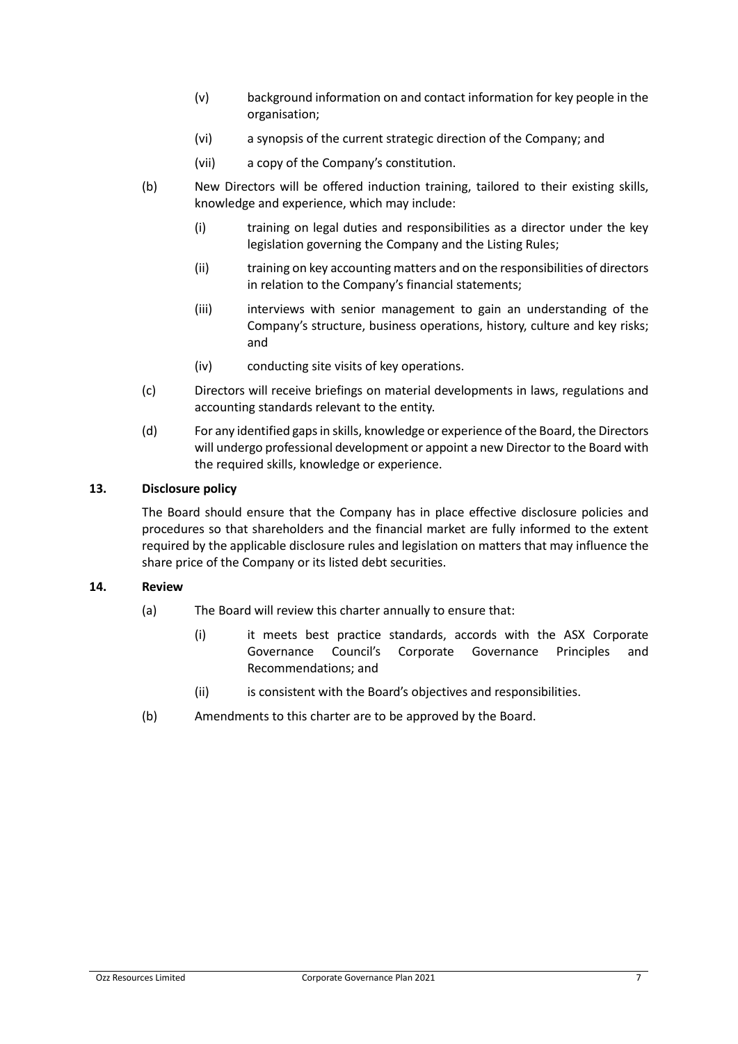(v) background information on and contact information for key people in the organisation;

(vi) a synopsis of the current strategic direction of the Company; and

(vii) a copy of the Company's constitution.

(b) New Directors will be offered induction training, tailored to their existing skills, knowledge and experience, which may include:

(i) training on legal duties and responsibilities as a director under the key legislation governing the Company and the Listing Rules;

(ii) training on key accounting matters and on the responsibilities of directors in relation to the Company's financial statements;

(iii) interviews with senior management to gain an understanding of the Company's structure, business operations, history, culture and key risks; and

(iv) conducting site visits of key operations.

(c) Directors will receive briefings on material developments in laws, regulations and accounting standards relevant to the entity.

(d) For any identified gaps in skills, knowledge or experience of the Board, the Directors will undergo professional development or appoint a new Director to the Board with the required skills, knowledge or experience.

## 13. Disclosure policy

The Board should ensure that the Company has in place effective disclosure policies and procedures so that shareholders and the financial market are fully informed to the extent required by the applicable disclosure rules and legislation on matters that may influence the share price of the Company or its listed debt securities.

## 14. Review

(a) The Board will review this charter annually to ensure that:

(i) it meets best practice standards, accords with the ASX Corporate Governance Council's Corporate Governance Principles and Recommendations; and

(ii) is consistent with the Board's objectives and responsibilities.

(b) Amendments to this charter are to be approved by the Board.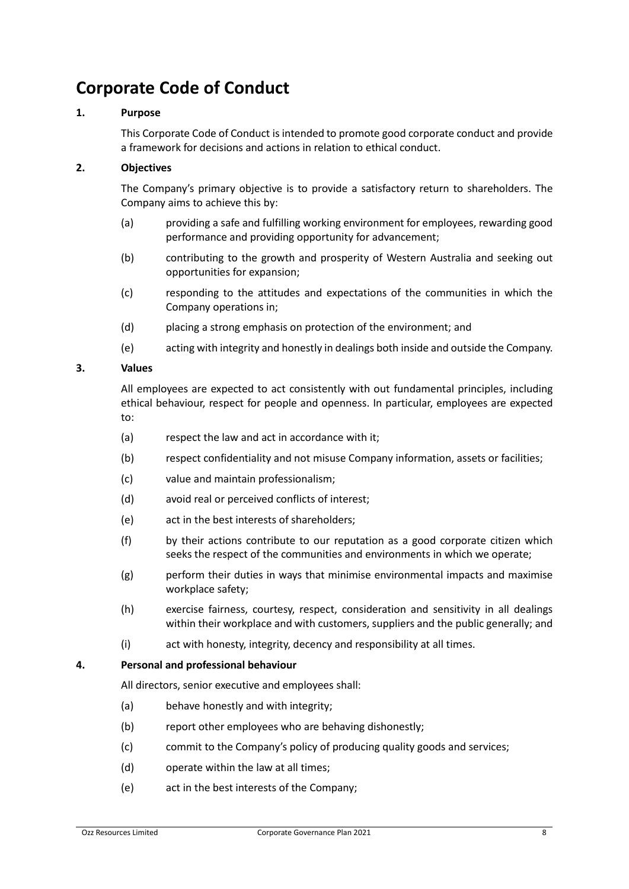# Corporate Code of Conduct

**1. Purpose**

This Corporate Code of Conduct is intended to promote good corporate conduct and provide a framework for decisions and actions in relation to ethical conduct.

**2. Objectives**

The Company's primary objective is to provide a satisfactory return to shareholders. The Company aims to achieve this by:

(a) providing a safe and fulfilling working environment for employees, rewarding good performance and providing opportunity for advancement;

(b) contributing to the growth and prosperity of Western Australia and seeking out opportunities for expansion;

(c) responding to the attitudes and expectations of the communities in which the Company operations in;

(d) placing a strong emphasis on protection of the environment; and

(e) acting with integrity and honestly in dealings both inside and outside the Company.

**3. Values**

All employees are expected to act consistently with out fundamental principles, including ethical behaviour, respect for people and openness. In particular, employees are expected to:

(a) respect the law and act in accordance with it;

(b) respect confidentiality and not misuse Company information, assets or facilities;

(c) value and maintain professionalism;

(d) avoid real or perceived conflicts of interest;

(e) act in the best interests of shareholders;

(f) by their actions contribute to our reputation as a good corporate citizen which seeks the respect of the communities and environments in which we operate;

(g) perform their duties in ways that minimise environmental impacts and maximise workplace safety;

(h) exercise fairness, courtesy, respect, consideration and sensitivity in all dealings within their workplace and with customers, suppliers and the public generally; and

(i) act with honesty, integrity, decency and responsibility at all times.

**4. Personal and professional behaviour**

All directors, senior executive and employees shall:

(a) behave honestly and with integrity;

(b) report other employees who are behaving dishonestly;

(c) commit to the Company's policy of producing quality goods and services;

(d) operate within the law at all times;

(e) act in the best interests of the Company;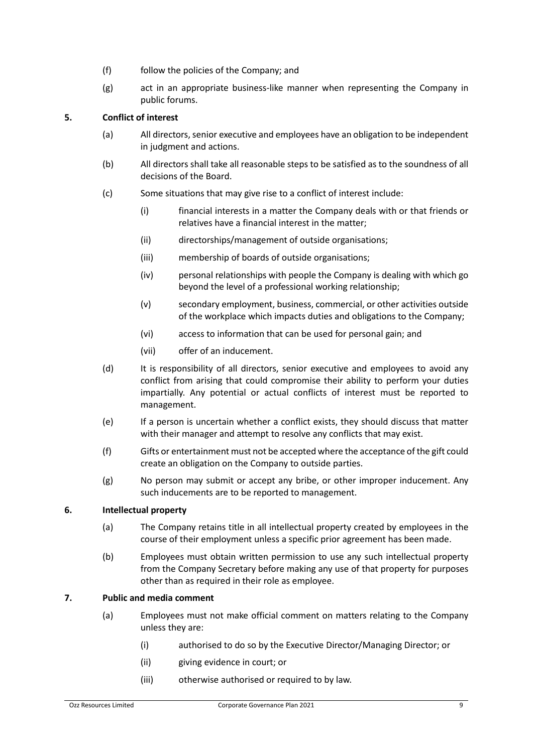(f) follow the policies of the Company; and

(g) act in an appropriate business-like manner when representing the Company in public forums.

## 5. Conflict of interest

(a) All directors, senior executive and employees have an obligation to be independent in judgment and actions.

(b) All directors shall take all reasonable steps to be satisfied as to the soundness of all decisions of the Board.

(c) Some situations that may give rise to a conflict of interest include:

   (i) financial interests in a matter the Company deals with or that friends or relatives have a financial interest in the matter;

   (ii) directorships/management of outside organisations;

   (iii) membership of boards of outside organisations;

   (iv) personal relationships with people the Company is dealing with which go beyond the level of a professional working relationship;

   (v) secondary employment, business, commercial, or other activities outside of the workplace which impacts duties and obligations to the Company;

   (vi) access to information that can be used for personal gain; and

   (vii) offer of an inducement.

(d) It is responsibility of all directors, senior executive and employees to avoid any conflict from arising that could compromise their ability to perform your duties impartially. Any potential or actual conflicts of interest must be reported to management.

(e) If a person is uncertain whether a conflict exists, they should discuss that matter with their manager and attempt to resolve any conflicts that may exist.

(f) Gifts or entertainment must not be accepted where the acceptance of the gift could create an obligation on the Company to outside parties.

(g) No person may submit or accept any bribe, or other improper inducement. Any such inducements are to be reported to management.

## 6. Intellectual property

(a) The Company retains title in all intellectual property created by employees in the course of their employment unless a specific prior agreement has been made.

(b) Employees must obtain written permission to use any such intellectual property from the Company Secretary before making any use of that property for purposes other than as required in their role as employee.

## 7. Public and media comment

(a) Employees must not make official comment on matters relating to the Company unless they are:

   (i) authorised to do so by the Executive Director/Managing Director; or

   (ii) giving evidence in court; or

   (iii) otherwise authorised or required to by law.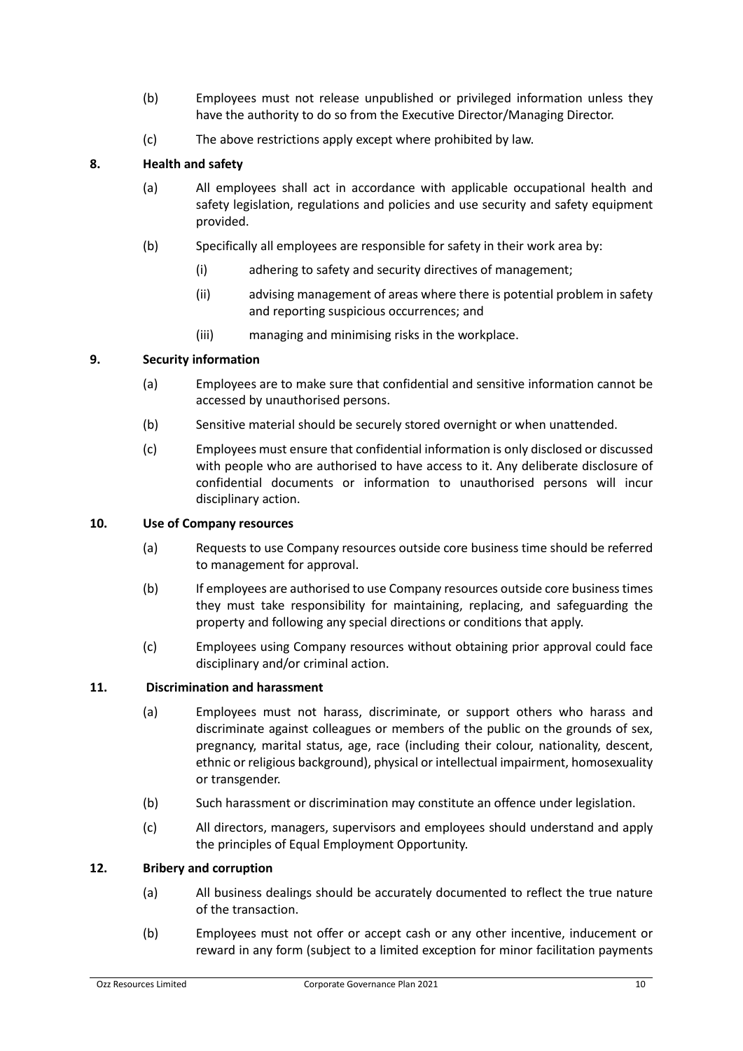(b) Employees must not release unpublished or privileged information unless they have the authority to do so from the Executive Director/Managing Director.

(c) The above restrictions apply except where prohibited by law.

## 8. Health and safety

(a) All employees shall act in accordance with applicable occupational health and safety legislation, regulations and policies and use security and safety equipment provided.

(b) Specifically all employees are responsible for safety in their work area by:

(i) adhering to safety and security directives of management;

(ii) advising management of areas where there is potential problem in safety and reporting suspicious occurrences; and

(iii) managing and minimising risks in the workplace.

## 9. Security information

(a) Employees are to make sure that confidential and sensitive information cannot be accessed by unauthorised persons.

(b) Sensitive material should be securely stored overnight or when unattended.

(c) Employees must ensure that confidential information is only disclosed or discussed with people who are authorised to have access to it. Any deliberate disclosure of confidential documents or information to unauthorised persons will incur disciplinary action.

## 10. Use of Company resources

(a) Requests to use Company resources outside core business time should be referred to management for approval.

(b) If employees are authorised to use Company resources outside core business times they must take responsibility for maintaining, replacing, and safeguarding the property and following any special directions or conditions that apply.

(c) Employees using Company resources without obtaining prior approval could face disciplinary and/or criminal action.

## 11. Discrimination and harassment

(a) Employees must not harass, discriminate, or support others who harass and discriminate against colleagues or members of the public on the grounds of sex, pregnancy, marital status, age, race (including their colour, nationality, descent, ethnic or religious background), physical or intellectual impairment, homosexuality or transgender.

(b) Such harassment or discrimination may constitute an offence under legislation.

(c) All directors, managers, supervisors and employees should understand and apply the principles of Equal Employment Opportunity.

## 12. Bribery and corruption

(a) All business dealings should be accurately documented to reflect the true nature of the transaction.

(b) Employees must not offer or accept cash or any other incentive, inducement or reward in any form (subject to a limited exception for minor facilitation payments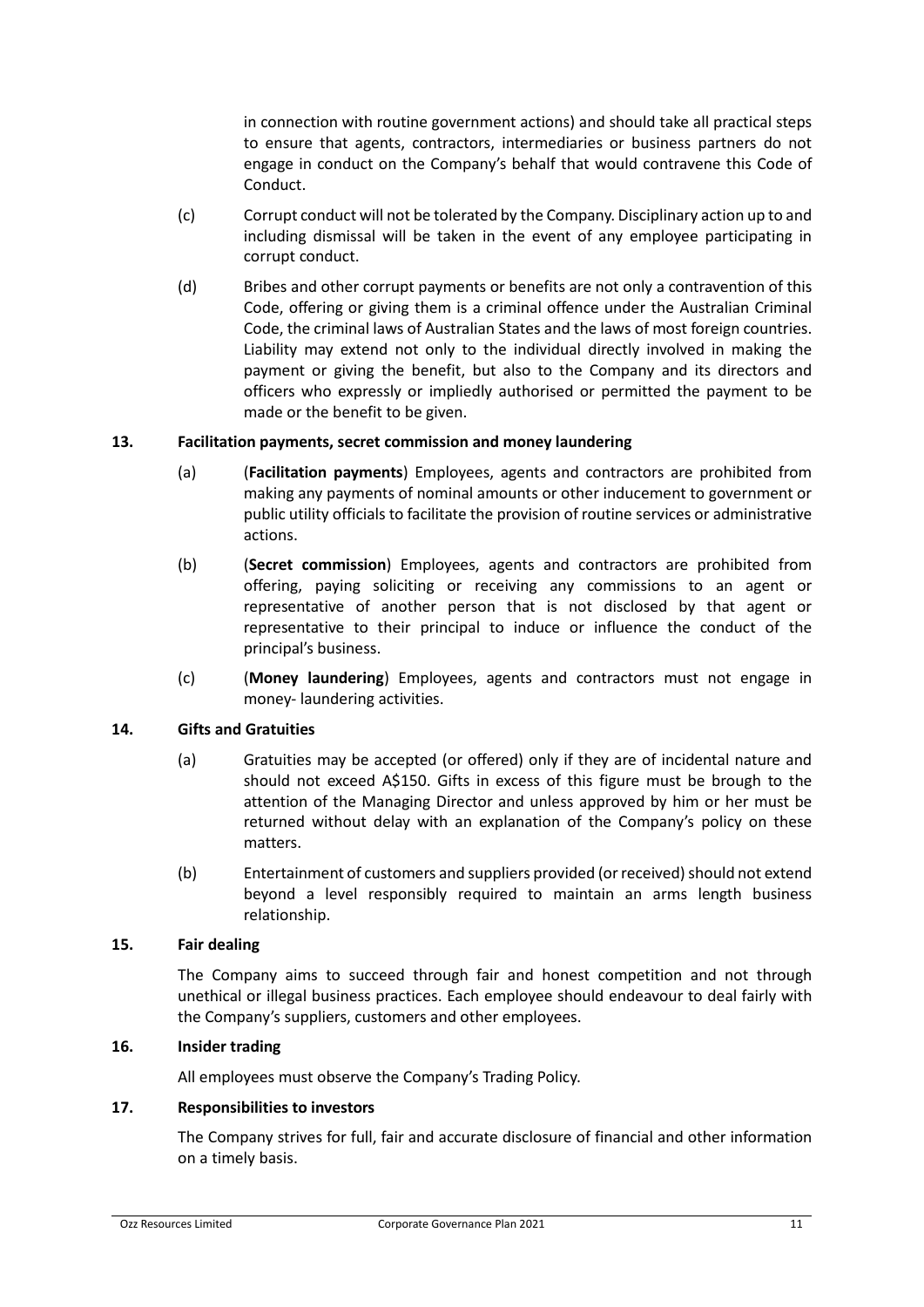in connection with routine government actions) and should take all practical steps to ensure that agents, contractors, intermediaries or business partners do not engage in conduct on the Company's behalf that would contravene this Code of Conduct.

(c) Corrupt conduct will not be tolerated by the Company. Disciplinary action up to and including dismissal will be taken in the event of any employee participating in corrupt conduct.

(d) Bribes and other corrupt payments or benefits are not only a contravention of this Code, offering or giving them is a criminal offence under the Australian Criminal Code, the criminal laws of Australian States and the laws of most foreign countries. Liability may extend not only to the individual directly involved in making the payment or giving the benefit, but also to the Company and its directors and officers who expressly or impliedly authorised or permitted the payment to be made or the benefit to be given.

## 13. Facilitation payments, secret commission and money laundering

(a) (**Facilitation payments**) Employees, agents and contractors are prohibited from making any payments of nominal amounts or other inducement to government or public utility officials to facilitate the provision of routine services or administrative actions.

(b) (**Secret commission**) Employees, agents and contractors are prohibited from offering, paying soliciting or receiving any commissions to an agent or representative of another person that is not disclosed by that agent or representative to their principal to induce or influence the conduct of the principal's business.

(c) (**Money laundering**) Employees, agents and contractors must not engage in money- laundering activities.

## 14. Gifts and Gratuities

(a) Gratuities may be accepted (or offered) only if they are of incidental nature and should not exceed A$150. Gifts in excess of this figure must be brough to the attention of the Managing Director and unless approved by him or her must be returned without delay with an explanation of the Company's policy on these matters.

(b) Entertainment of customers and suppliers provided (or received) should not extend beyond a level responsibly required to maintain an arms length business relationship.

## 15. Fair dealing

The Company aims to succeed through fair and honest competition and not through unethical or illegal business practices. Each employee should endeavour to deal fairly with the Company's suppliers, customers and other employees.

## 16. Insider trading

All employees must observe the Company's Trading Policy.

## 17. Responsibilities to investors

The Company strives for full, fair and accurate disclosure of financial and other information on a timely basis.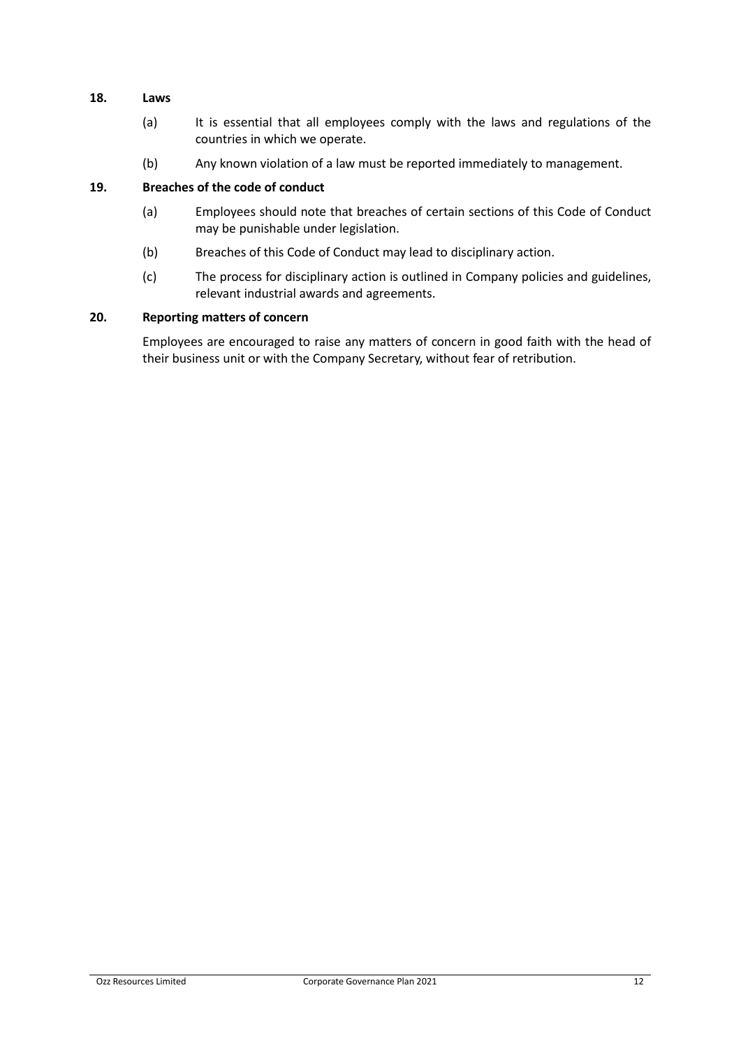## 18. Laws

(a) It is essential that all employees comply with the laws and regulations of the countries in which we operate.

(b) Any known violation of a law must be reported immediately to management.

## 19. Breaches of the code of conduct

(a) Employees should note that breaches of certain sections of this Code of Conduct may be punishable under legislation.

(b) Breaches of this Code of Conduct may lead to disciplinary action.

(c) The process for disciplinary action is outlined in Company policies and guidelines, relevant industrial awards and agreements.

## 20. Reporting matters of concern

Employees are encouraged to raise any matters of concern in good faith with the head of their business unit or with the Company Secretary, without fear of retribution.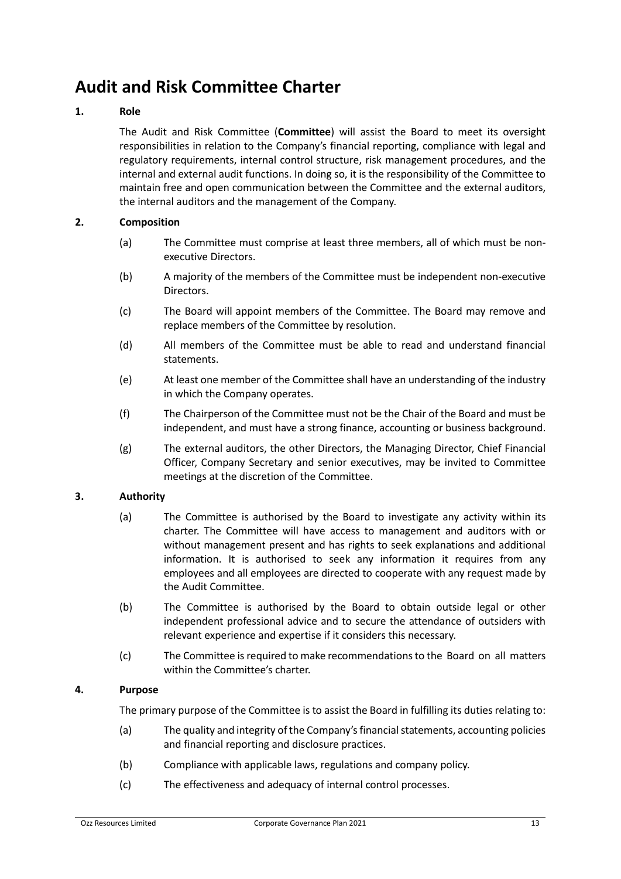# Audit and Risk Committee Charter

## 1. Role

The Audit and Risk Committee (**Committee**) will assist the Board to meet its oversight responsibilities in relation to the Company's financial reporting, compliance with legal and regulatory requirements, internal control structure, risk management procedures, and the internal and external audit functions. In doing so, it is the responsibility of the Committee to maintain free and open communication between the Committee and the external auditors, the internal auditors and the management of the Company.

## 2. Composition

(a) The Committee must comprise at least three members, all of which must be non-executive Directors.

(b) A majority of the members of the Committee must be independent non-executive Directors.

(c) The Board will appoint members of the Committee. The Board may remove and replace members of the Committee by resolution.

(d) All members of the Committee must be able to read and understand financial statements.

(e) At least one member of the Committee shall have an understanding of the industry in which the Company operates.

(f) The Chairperson of the Committee must not be the Chair of the Board and must be independent, and must have a strong finance, accounting or business background.

(g) The external auditors, the other Directors, the Managing Director, Chief Financial Officer, Company Secretary and senior executives, may be invited to Committee meetings at the discretion of the Committee.

## 3. Authority

(a) The Committee is authorised by the Board to investigate any activity within its charter. The Committee will have access to management and auditors with or without management present and has rights to seek explanations and additional information. It is authorised to seek any information it requires from any employees and all employees are directed to cooperate with any request made by the Audit Committee.

(b) The Committee is authorised by the Board to obtain outside legal or other independent professional advice and to secure the attendance of outsiders with relevant experience and expertise if it considers this necessary.

(c) The Committee is required to make recommendations to the Board on all matters within the Committee's charter.

## 4. Purpose

The primary purpose of the Committee is to assist the Board in fulfilling its duties relating to:

(a) The quality and integrity of the Company's financial statements, accounting policies and financial reporting and disclosure practices.

(b) Compliance with applicable laws, regulations and company policy.

(c) The effectiveness and adequacy of internal control processes.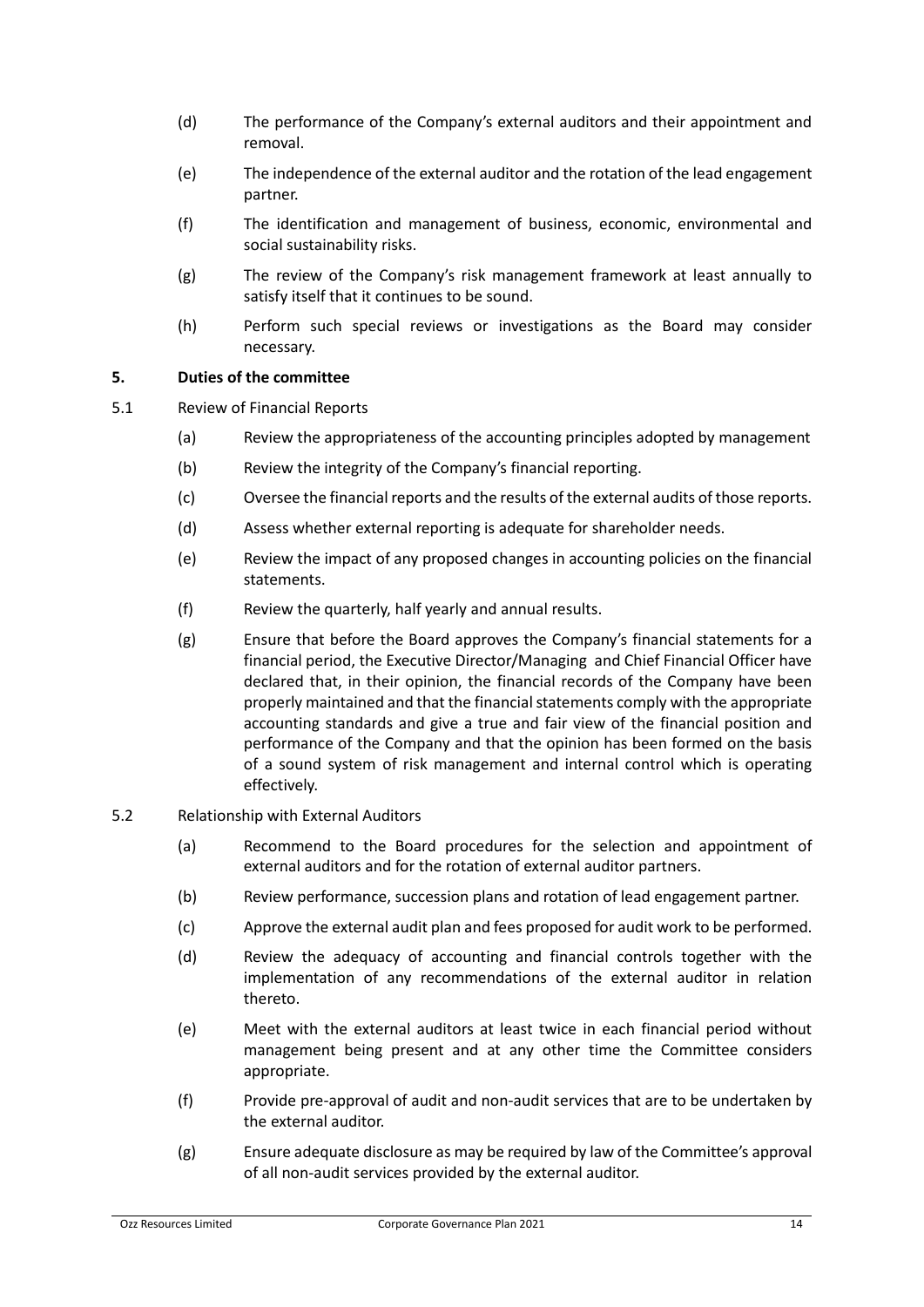(d) The performance of the Company's external auditors and their appointment and removal.

(e) The independence of the external auditor and the rotation of the lead engagement partner.

(f) The identification and management of business, economic, environmental and social sustainability risks.

(g) The review of the Company's risk management framework at least annually to satisfy itself that it continues to be sound.

(h) Perform such special reviews or investigations as the Board may consider necessary.

## 5. Duties of the committee

5.1 Review of Financial Reports

(a) Review the appropriateness of the accounting principles adopted by management

(b) Review the integrity of the Company's financial reporting.

(c) Oversee the financial reports and the results of the external audits of those reports.

(d) Assess whether external reporting is adequate for shareholder needs.

(e) Review the impact of any proposed changes in accounting policies on the financial statements.

(f) Review the quarterly, half yearly and annual results.

(g) Ensure that before the Board approves the Company's financial statements for a financial period, the Executive Director/Managing and Chief Financial Officer have declared that, in their opinion, the financial records of the Company have been properly maintained and that the financial statements comply with the appropriate accounting standards and give a true and fair view of the financial position and performance of the Company and that the opinion has been formed on the basis of a sound system of risk management and internal control which is operating effectively.

5.2 Relationship with External Auditors

(a) Recommend to the Board procedures for the selection and appointment of external auditors and for the rotation of external auditor partners.

(b) Review performance, succession plans and rotation of lead engagement partner.

(c) Approve the external audit plan and fees proposed for audit work to be performed.

(d) Review the adequacy of accounting and financial controls together with the implementation of any recommendations of the external auditor in relation thereto.

(e) Meet with the external auditors at least twice in each financial period without management being present and at any other time the Committee considers appropriate.

(f) Provide pre-approval of audit and non-audit services that are to be undertaken by the external auditor.

(g) Ensure adequate disclosure as may be required by law of the Committee's approval of all non-audit services provided by the external auditor.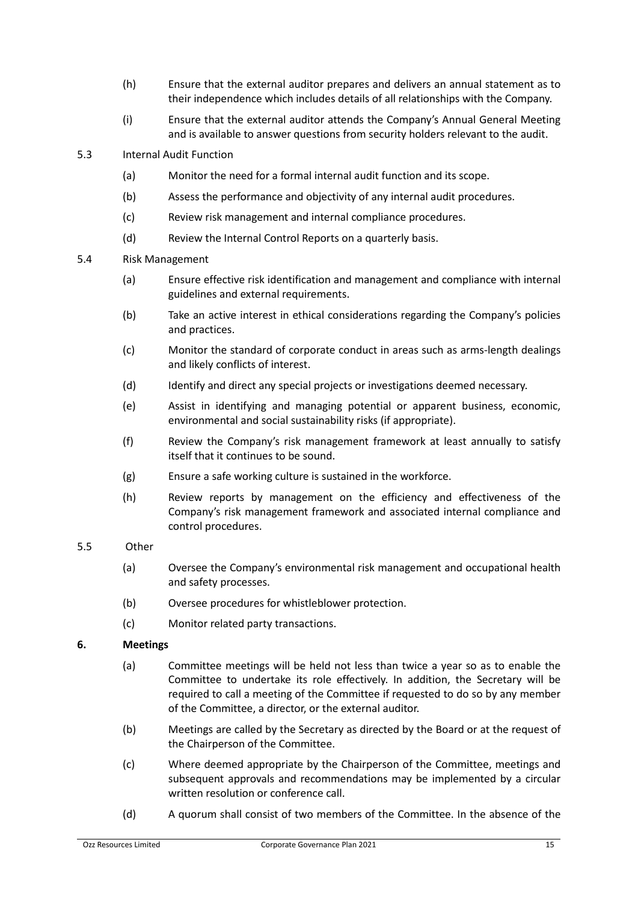(h) Ensure that the external auditor prepares and delivers an annual statement as to their independence which includes details of all relationships with the Company.

(i) Ensure that the external auditor attends the Company's Annual General Meeting and is available to answer questions from security holders relevant to the audit.

5.3 Internal Audit Function

(a) Monitor the need for a formal internal audit function and its scope.

(b) Assess the performance and objectivity of any internal audit procedures.

(c) Review risk management and internal compliance procedures.

(d) Review the Internal Control Reports on a quarterly basis.

5.4 Risk Management

(a) Ensure effective risk identification and management and compliance with internal guidelines and external requirements.

(b) Take an active interest in ethical considerations regarding the Company's policies and practices.

(c) Monitor the standard of corporate conduct in areas such as arms-length dealings and likely conflicts of interest.

(d) Identify and direct any special projects or investigations deemed necessary.

(e) Assist in identifying and managing potential or apparent business, economic, environmental and social sustainability risks (if appropriate).

(f) Review the Company's risk management framework at least annually to satisfy itself that it continues to be sound.

(g) Ensure a safe working culture is sustained in the workforce.

(h) Review reports by management on the efficiency and effectiveness of the Company's risk management framework and associated internal compliance and control procedures.

5.5 Other

(a) Oversee the Company's environmental risk management and occupational health and safety processes.

(b) Oversee procedures for whistleblower protection.

(c) Monitor related party transactions.

## 6. Meetings

(a) Committee meetings will be held not less than twice a year so as to enable the Committee to undertake its role effectively. In addition, the Secretary will be required to call a meeting of the Committee if requested to do so by any member of the Committee, a director, or the external auditor.

(b) Meetings are called by the Secretary as directed by the Board or at the request of the Chairperson of the Committee.

(c) Where deemed appropriate by the Chairperson of the Committee, meetings and subsequent approvals and recommendations may be implemented by a circular written resolution or conference call.

(d) A quorum shall consist of two members of the Committee. In the absence of the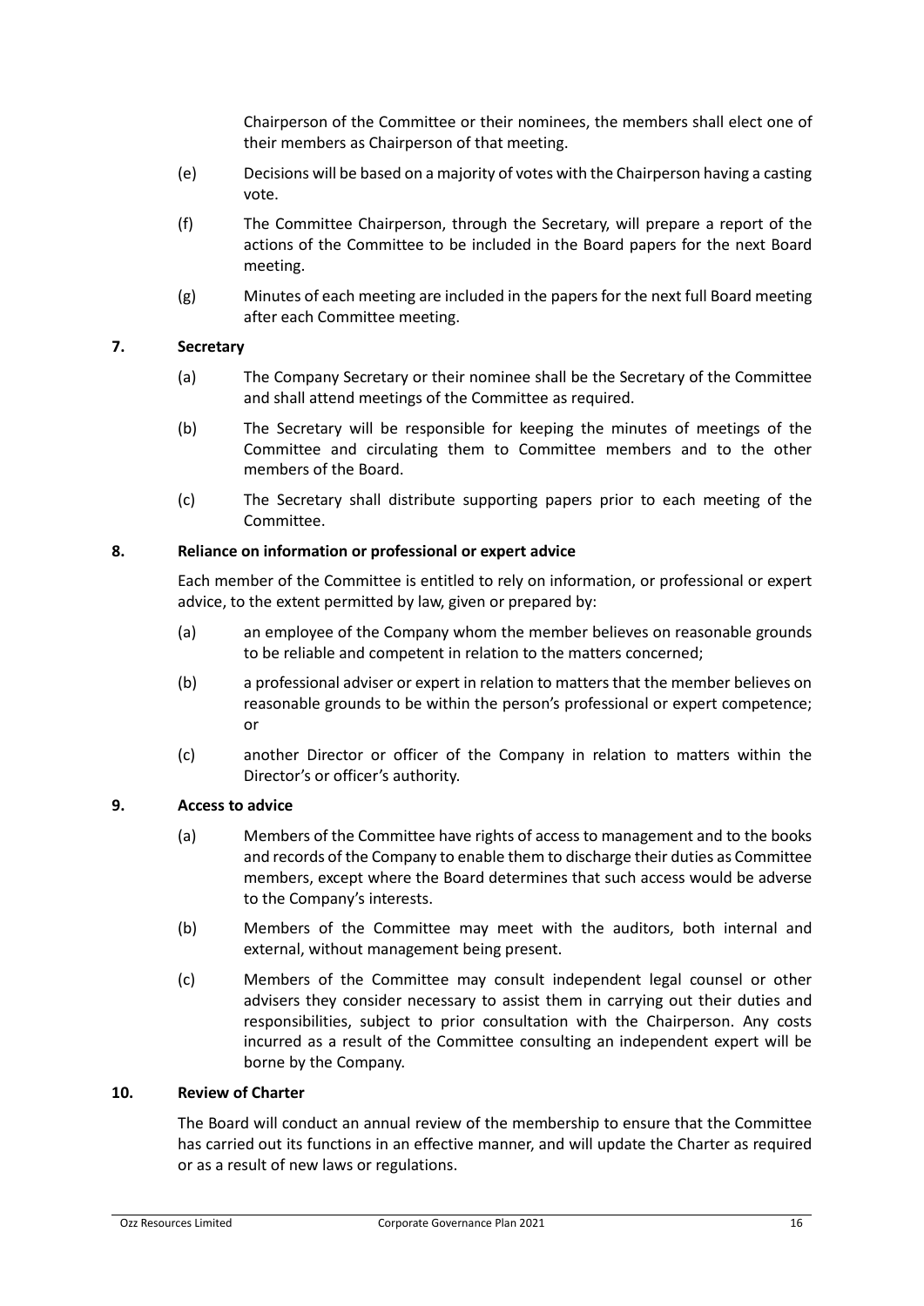Chairperson of the Committee or their nominees, the members shall elect one of their members as Chairperson of that meeting.

(e) Decisions will be based on a majority of votes with the Chairperson having a casting vote.

(f) The Committee Chairperson, through the Secretary, will prepare a report of the actions of the Committee to be included in the Board papers for the next Board meeting.

(g) Minutes of each meeting are included in the papers for the next full Board meeting after each Committee meeting.

## 7. Secretary

(a) The Company Secretary or their nominee shall be the Secretary of the Committee and shall attend meetings of the Committee as required.

(b) The Secretary will be responsible for keeping the minutes of meetings of the Committee and circulating them to Committee members and to the other members of the Board.

(c) The Secretary shall distribute supporting papers prior to each meeting of the Committee.

## 8. Reliance on information or professional or expert advice

Each member of the Committee is entitled to rely on information, or professional or expert advice, to the extent permitted by law, given or prepared by:

(a) an employee of the Company whom the member believes on reasonable grounds to be reliable and competent in relation to the matters concerned;

(b) a professional adviser or expert in relation to matters that the member believes on reasonable grounds to be within the person's professional or expert competence; or

(c) another Director or officer of the Company in relation to matters within the Director's or officer's authority.

## 9. Access to advice

(a) Members of the Committee have rights of access to management and to the books and records of the Company to enable them to discharge their duties as Committee members, except where the Board determines that such access would be adverse to the Company's interests.

(b) Members of the Committee may meet with the auditors, both internal and external, without management being present.

(c) Members of the Committee may consult independent legal counsel or other advisers they consider necessary to assist them in carrying out their duties and responsibilities, subject to prior consultation with the Chairperson. Any costs incurred as a result of the Committee consulting an independent expert will be borne by the Company.

## 10. Review of Charter

The Board will conduct an annual review of the membership to ensure that the Committee has carried out its functions in an effective manner, and will update the Charter as required or as a result of new laws or regulations.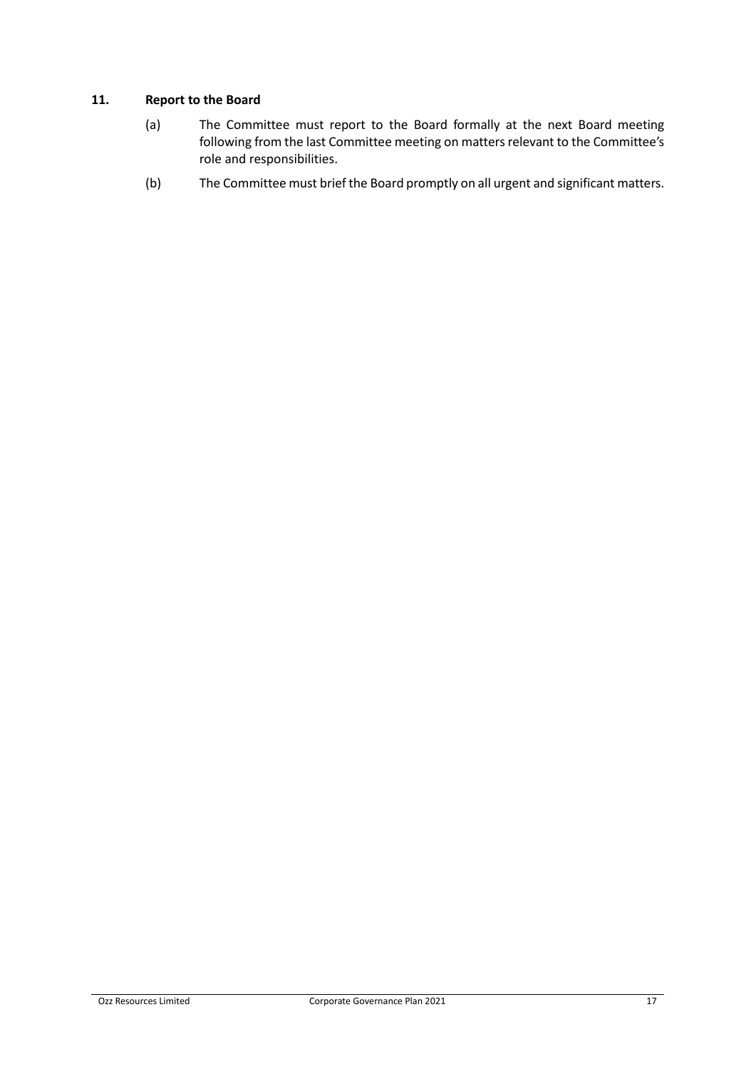## 11. Report to the Board

(a) The Committee must report to the Board formally at the next Board meeting following from the last Committee meeting on matters relevant to the Committee's role and responsibilities.

(b) The Committee must brief the Board promptly on all urgent and significant matters.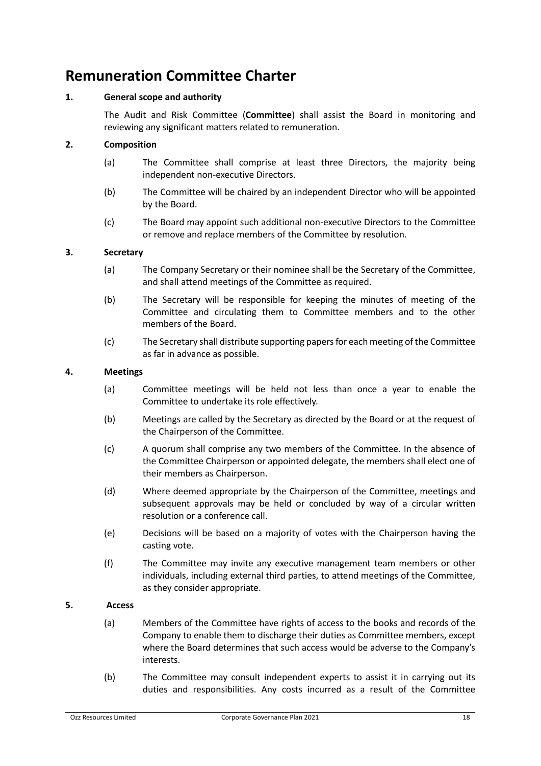# Remuneration Committee Charter

**1. General scope and authority**

The Audit and Risk Committee (**Committee**) shall assist the Board in monitoring and reviewing any significant matters related to remuneration.

**2. Composition**

(a) The Committee shall comprise at least three Directors, the majority being independent non-executive Directors.

(b) The Committee will be chaired by an independent Director who will be appointed by the Board.

(c) The Board may appoint such additional non-executive Directors to the Committee or remove and replace members of the Committee by resolution.

**3. Secretary**

(a) The Company Secretary or their nominee shall be the Secretary of the Committee, and shall attend meetings of the Committee as required.

(b) The Secretary will be responsible for keeping the minutes of meeting of the Committee and circulating them to Committee members and to the other members of the Board.

(c) The Secretary shall distribute supporting papers for each meeting of the Committee as far in advance as possible.

**4. Meetings**

(a) Committee meetings will be held not less than once a year to enable the Committee to undertake its role effectively.

(b) Meetings are called by the Secretary as directed by the Board or at the request of the Chairperson of the Committee.

(c) A quorum shall comprise any two members of the Committee. In the absence of the Committee Chairperson or appointed delegate, the members shall elect one of their members as Chairperson.

(d) Where deemed appropriate by the Chairperson of the Committee, meetings and subsequent approvals may be held or concluded by way of a circular written resolution or a conference call.

(e) Decisions will be based on a majority of votes with the Chairperson having the casting vote.

(f) The Committee may invite any executive management team members or other individuals, including external third parties, to attend meetings of the Committee, as they consider appropriate.

**5. Access**

(a) Members of the Committee have rights of access to the books and records of the Company to enable them to discharge their duties as Committee members, except where the Board determines that such access would be adverse to the Company's interests.

(b) The Committee may consult independent experts to assist it in carrying out its duties and responsibilities. Any costs incurred as a result of the Committee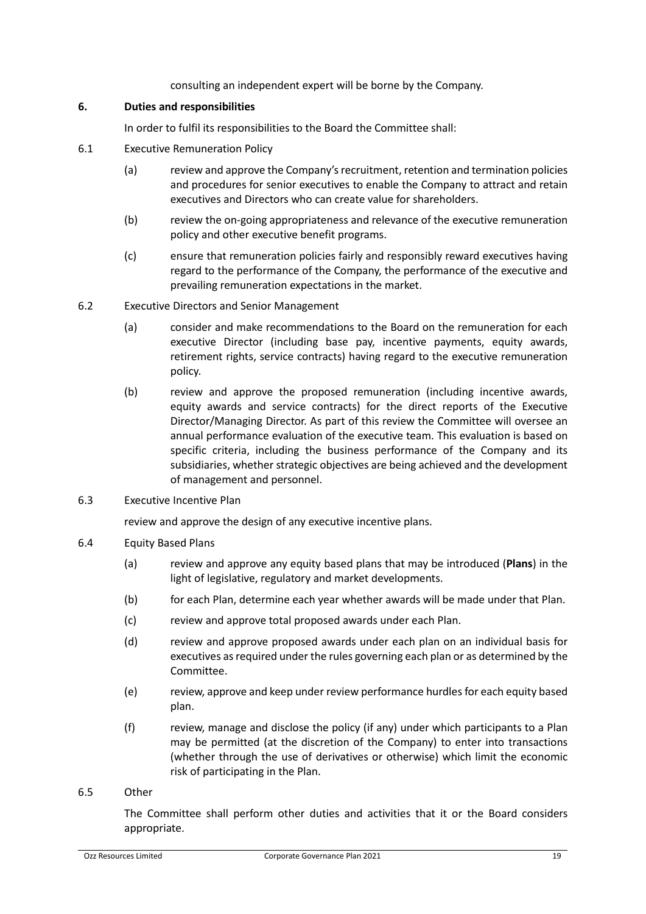consulting an independent expert will be borne by the Company.

## 6. Duties and responsibilities

In order to fulfil its responsibilities to the Board the Committee shall:

### 6.1 Executive Remuneration Policy

(a) review and approve the Company's recruitment, retention and termination policies and procedures for senior executives to enable the Company to attract and retain executives and Directors who can create value for shareholders.

(b) review the on-going appropriateness and relevance of the executive remuneration policy and other executive benefit programs.

(c) ensure that remuneration policies fairly and responsibly reward executives having regard to the performance of the Company, the performance of the executive and prevailing remuneration expectations in the market.

### 6.2 Executive Directors and Senior Management

(a) consider and make recommendations to the Board on the remuneration for each executive Director (including base pay, incentive payments, equity awards, retirement rights, service contracts) having regard to the executive remuneration policy.

(b) review and approve the proposed remuneration (including incentive awards, equity awards and service contracts) for the direct reports of the Executive Director/Managing Director. As part of this review the Committee will oversee an annual performance evaluation of the executive team. This evaluation is based on specific criteria, including the business performance of the Company and its subsidiaries, whether strategic objectives are being achieved and the development of management and personnel.

### 6.3 Executive Incentive Plan

review and approve the design of any executive incentive plans.

### 6.4 Equity Based Plans

(a) review and approve any equity based plans that may be introduced (**Plans**) in the light of legislative, regulatory and market developments.

(b) for each Plan, determine each year whether awards will be made under that Plan.

(c) review and approve total proposed awards under each Plan.

(d) review and approve proposed awards under each plan on an individual basis for executives as required under the rules governing each plan or as determined by the Committee.

(e) review, approve and keep under review performance hurdles for each equity based plan.

(f) review, manage and disclose the policy (if any) under which participants to a Plan may be permitted (at the discretion of the Company) to enter into transactions (whether through the use of derivatives or otherwise) which limit the economic risk of participating in the Plan.

### 6.5 Other

The Committee shall perform other duties and activities that it or the Board considers appropriate.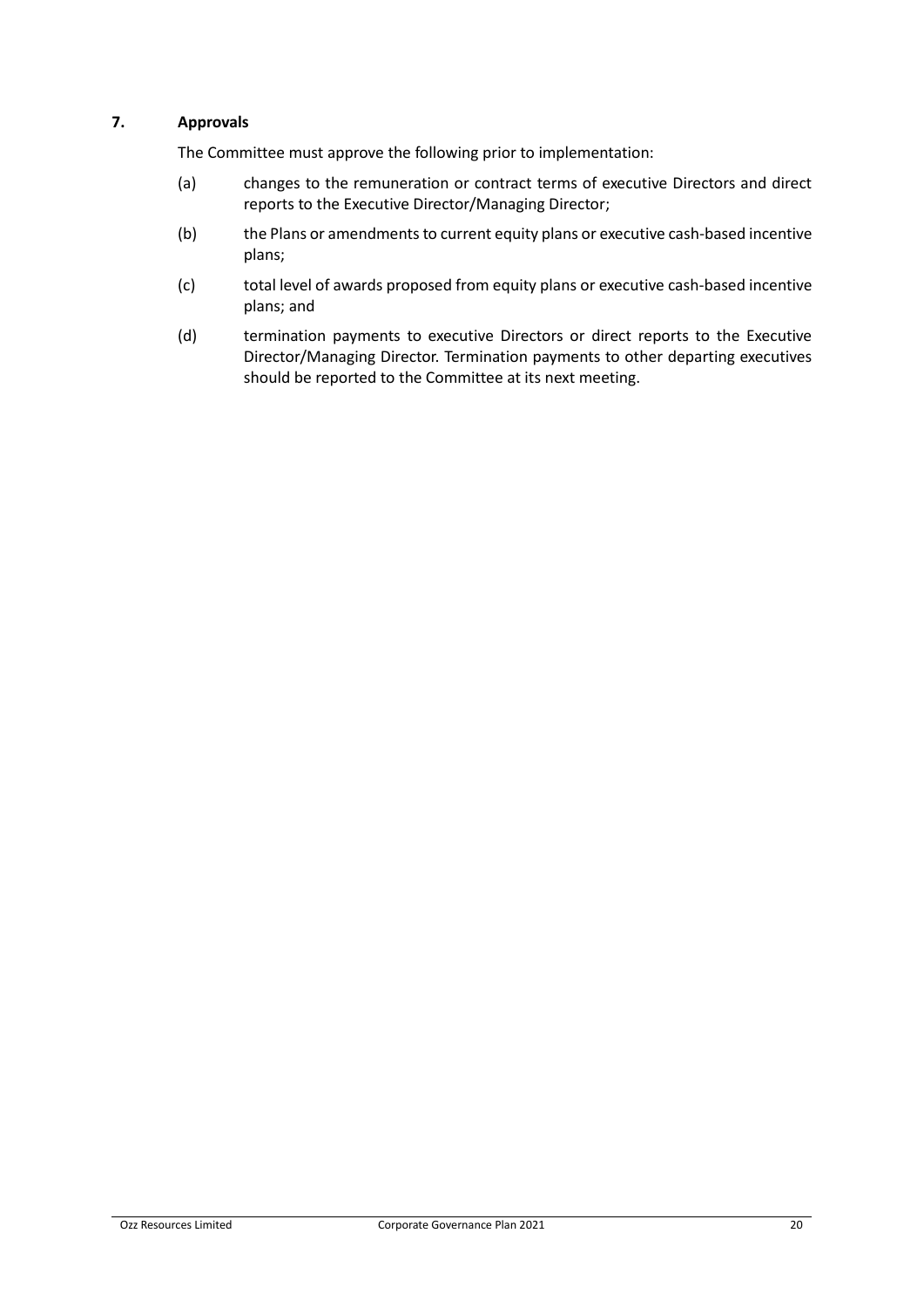## 7. Approvals

The Committee must approve the following prior to implementation:

(a) changes to the remuneration or contract terms of executive Directors and direct reports to the Executive Director/Managing Director;

(b) the Plans or amendments to current equity plans or executive cash-based incentive plans;

(c) total level of awards proposed from equity plans or executive cash-based incentive plans; and

(d) termination payments to executive Directors or direct reports to the Executive Director/Managing Director. Termination payments to other departing executives should be reported to the Committee at its next meeting.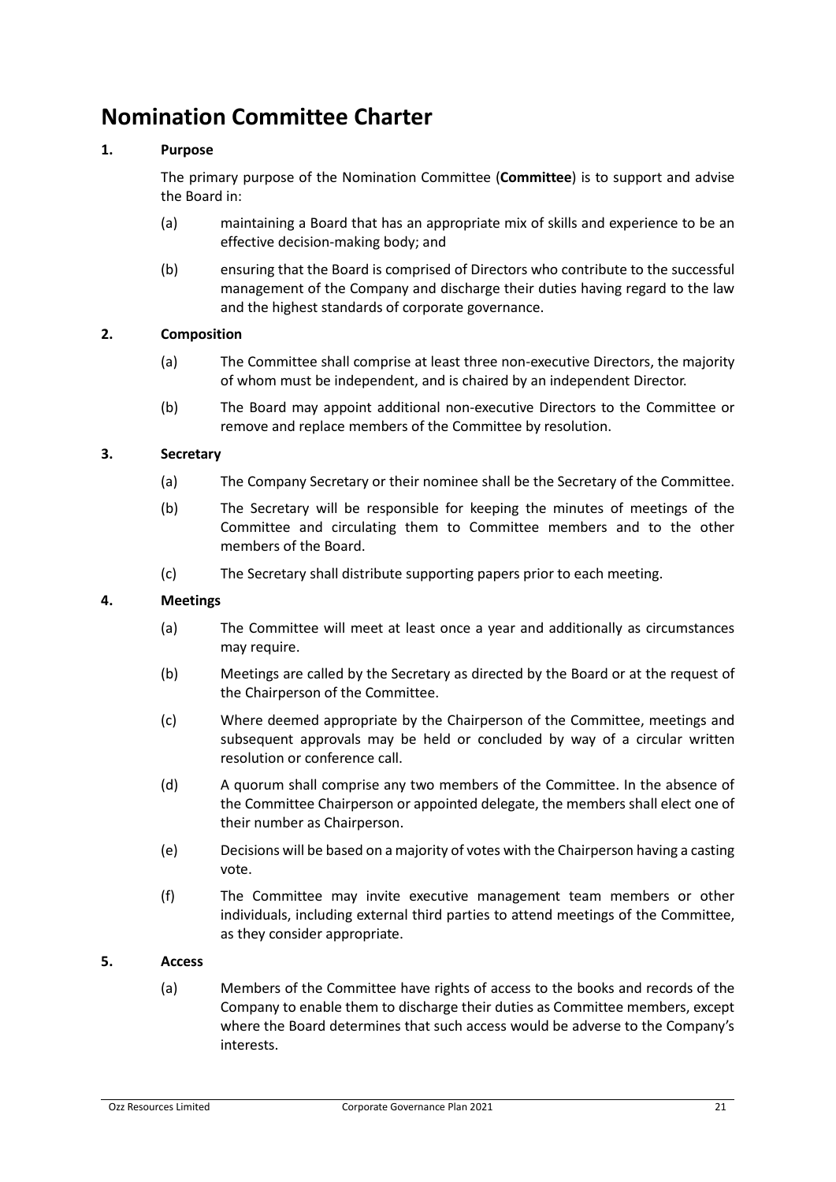# Nomination Committee Charter

## 1. Purpose

The primary purpose of the Nomination Committee (**Committee**) is to support and advise the Board in:

(a) maintaining a Board that has an appropriate mix of skills and experience to be an effective decision-making body; and

(b) ensuring that the Board is comprised of Directors who contribute to the successful management of the Company and discharge their duties having regard to the law and the highest standards of corporate governance.

## 2. Composition

(a) The Committee shall comprise at least three non-executive Directors, the majority of whom must be independent, and is chaired by an independent Director.

(b) The Board may appoint additional non-executive Directors to the Committee or remove and replace members of the Committee by resolution.

## 3. Secretary

(a) The Company Secretary or their nominee shall be the Secretary of the Committee.

(b) The Secretary will be responsible for keeping the minutes of meetings of the Committee and circulating them to Committee members and to the other members of the Board.

(c) The Secretary shall distribute supporting papers prior to each meeting.

## 4. Meetings

(a) The Committee will meet at least once a year and additionally as circumstances may require.

(b) Meetings are called by the Secretary as directed by the Board or at the request of the Chairperson of the Committee.

(c) Where deemed appropriate by the Chairperson of the Committee, meetings and subsequent approvals may be held or concluded by way of a circular written resolution or conference call.

(d) A quorum shall comprise any two members of the Committee. In the absence of the Committee Chairperson or appointed delegate, the members shall elect one of their number as Chairperson.

(e) Decisions will be based on a majority of votes with the Chairperson having a casting vote.

(f) The Committee may invite executive management team members or other individuals, including external third parties to attend meetings of the Committee, as they consider appropriate.

## 5. Access

(a) Members of the Committee have rights of access to the books and records of the Company to enable them to discharge their duties as Committee members, except where the Board determines that such access would be adverse to the Company's interests.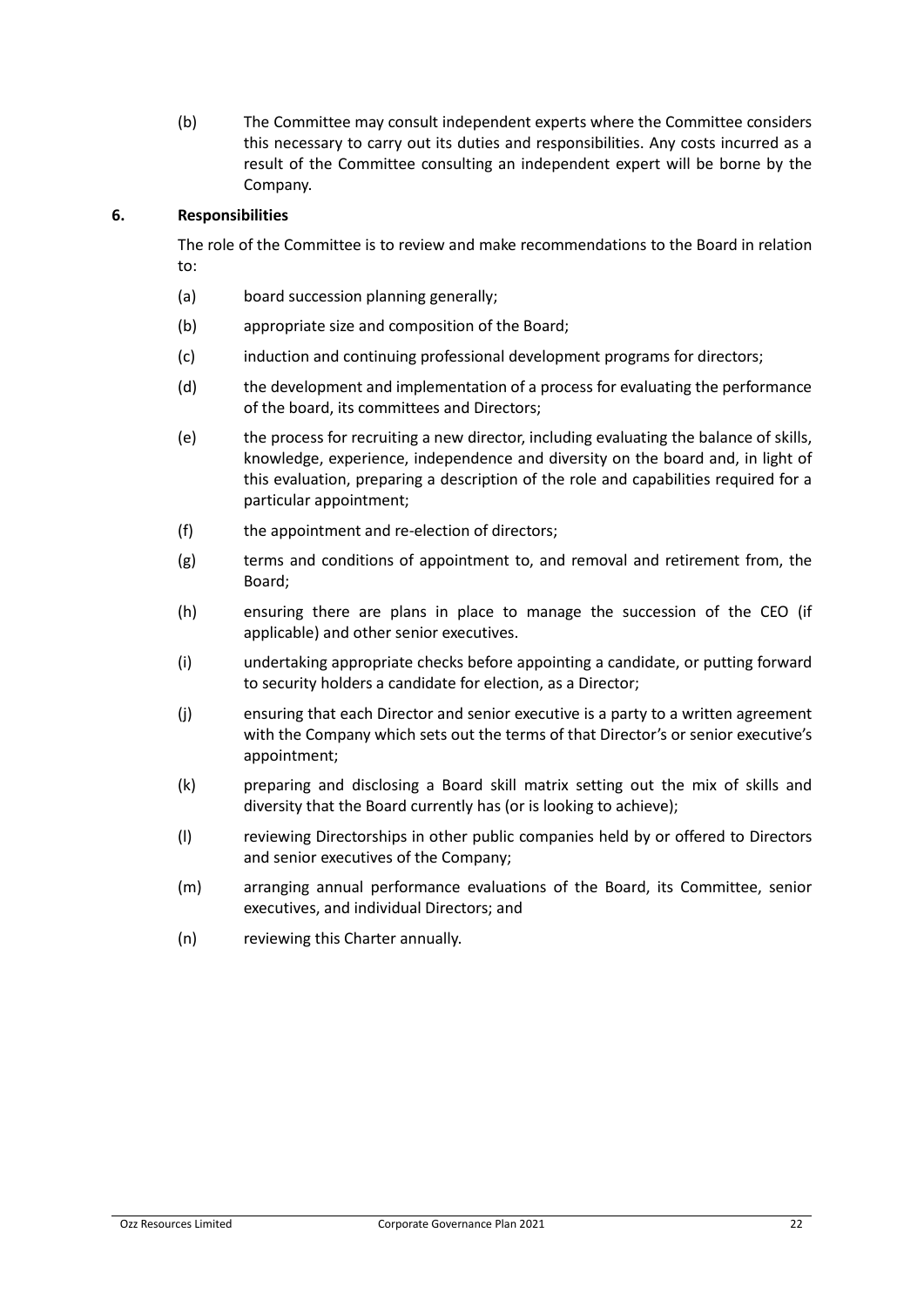(b) The Committee may consult independent experts where the Committee considers this necessary to carry out its duties and responsibilities. Any costs incurred as a result of the Committee consulting an independent expert will be borne by the Company.

## 6. Responsibilities

The role of the Committee is to review and make recommendations to the Board in relation to:

(a) board succession planning generally;

(b) appropriate size and composition of the Board;

(c) induction and continuing professional development programs for directors;

(d) the development and implementation of a process for evaluating the performance of the board, its committees and Directors;

(e) the process for recruiting a new director, including evaluating the balance of skills, knowledge, experience, independence and diversity on the board and, in light of this evaluation, preparing a description of the role and capabilities required for a particular appointment;

(f) the appointment and re-election of directors;

(g) terms and conditions of appointment to, and removal and retirement from, the Board;

(h) ensuring there are plans in place to manage the succession of the CEO (if applicable) and other senior executives.

(i) undertaking appropriate checks before appointing a candidate, or putting forward to security holders a candidate for election, as a Director;

(j) ensuring that each Director and senior executive is a party to a written agreement with the Company which sets out the terms of that Director's or senior executive's appointment;

(k) preparing and disclosing a Board skill matrix setting out the mix of skills and diversity that the Board currently has (or is looking to achieve);

(l) reviewing Directorships in other public companies held by or offered to Directors and senior executives of the Company;

(m) arranging annual performance evaluations of the Board, its Committee, senior executives, and individual Directors; and

(n) reviewing this Charter annually.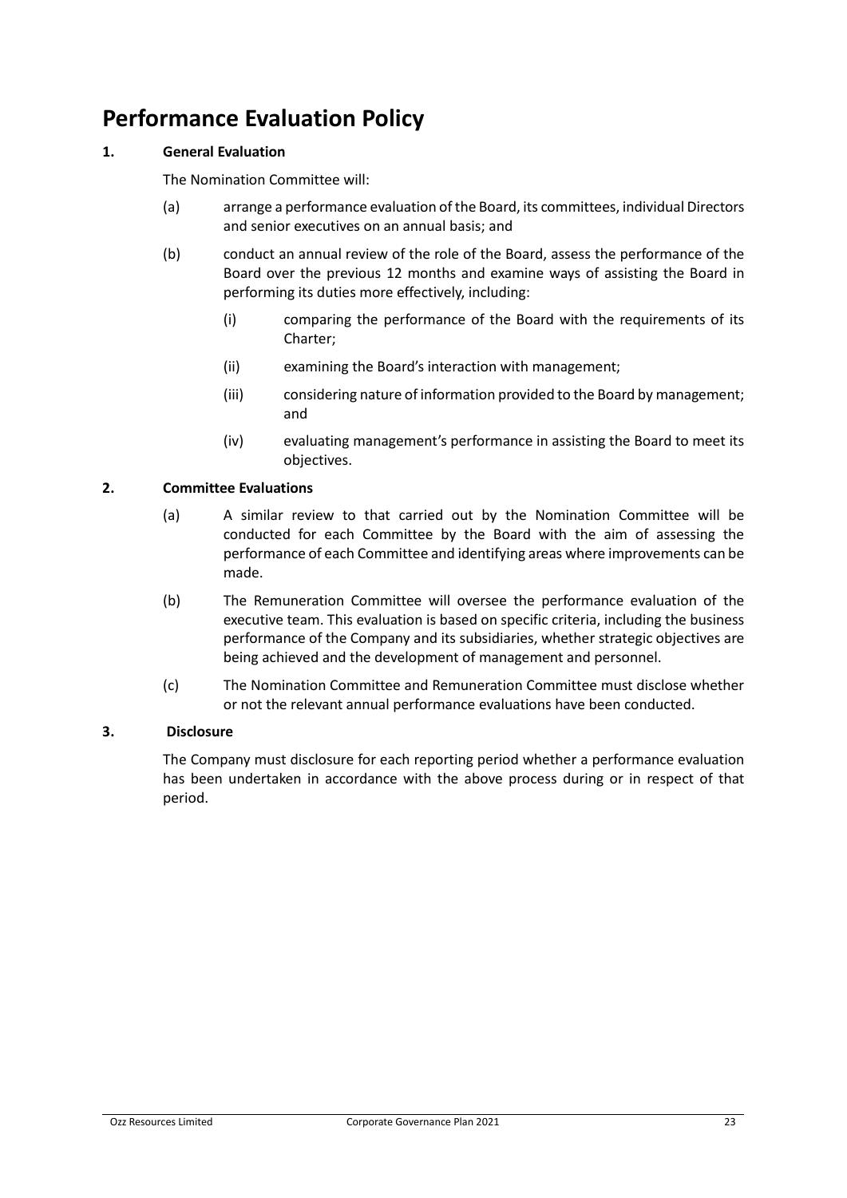# Performance Evaluation Policy

## 1. General Evaluation

The Nomination Committee will:

(a) arrange a performance evaluation of the Board, its committees, individual Directors and senior executives on an annual basis; and

(b) conduct an annual review of the role of the Board, assess the performance of the Board over the previous 12 months and examine ways of assisting the Board in performing its duties more effectively, including:

  (i) comparing the performance of the Board with the requirements of its Charter;

  (ii) examining the Board's interaction with management;

  (iii) considering nature of information provided to the Board by management; and

  (iv) evaluating management's performance in assisting the Board to meet its objectives.

## 2. Committee Evaluations

(a) A similar review to that carried out by the Nomination Committee will be conducted for each Committee by the Board with the aim of assessing the performance of each Committee and identifying areas where improvements can be made.

(b) The Remuneration Committee will oversee the performance evaluation of the executive team. This evaluation is based on specific criteria, including the business performance of the Company and its subsidiaries, whether strategic objectives are being achieved and the development of management and personnel.

(c) The Nomination Committee and Remuneration Committee must disclose whether or not the relevant annual performance evaluations have been conducted.

## 3. Disclosure

The Company must disclosure for each reporting period whether a performance evaluation has been undertaken in accordance with the above process during or in respect of that period.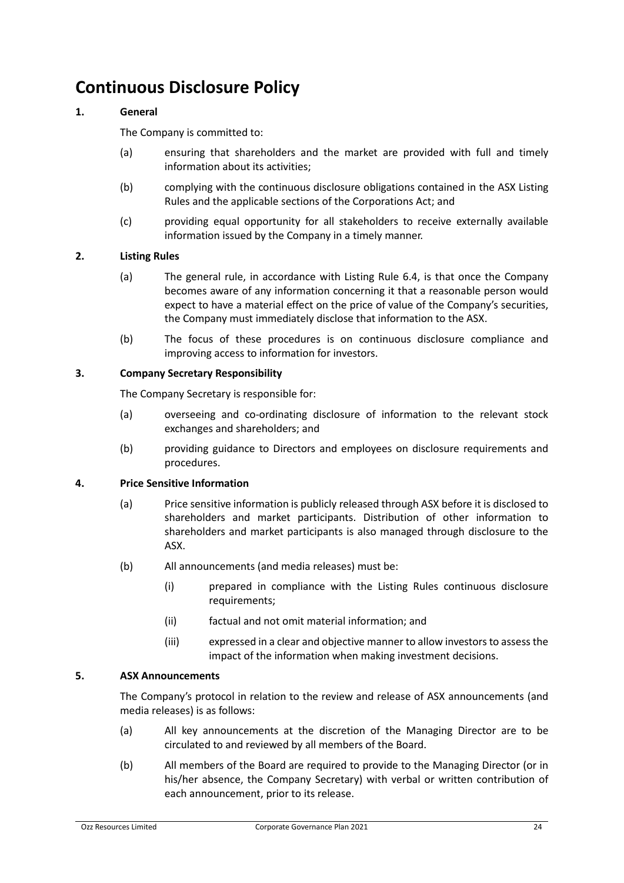# Continuous Disclosure Policy

## 1. General

The Company is committed to:

(a) ensuring that shareholders and the market are provided with full and timely information about its activities;

(b) complying with the continuous disclosure obligations contained in the ASX Listing Rules and the applicable sections of the Corporations Act; and

(c) providing equal opportunity for all stakeholders to receive externally available information issued by the Company in a timely manner.

## 2. Listing Rules

(a) The general rule, in accordance with Listing Rule 6.4, is that once the Company becomes aware of any information concerning it that a reasonable person would expect to have a material effect on the price of value of the Company's securities, the Company must immediately disclose that information to the ASX.

(b) The focus of these procedures is on continuous disclosure compliance and improving access to information for investors.

## 3. Company Secretary Responsibility

The Company Secretary is responsible for:

(a) overseeing and co-ordinating disclosure of information to the relevant stock exchanges and shareholders; and

(b) providing guidance to Directors and employees on disclosure requirements and procedures.

## 4. Price Sensitive Information

(a) Price sensitive information is publicly released through ASX before it is disclosed to shareholders and market participants. Distribution of other information to shareholders and market participants is also managed through disclosure to the ASX.

(b) All announcements (and media releases) must be:

  (i) prepared in compliance with the Listing Rules continuous disclosure requirements;

  (ii) factual and not omit material information; and

  (iii) expressed in a clear and objective manner to allow investors to assess the impact of the information when making investment decisions.

## 5. ASX Announcements

The Company's protocol in relation to the review and release of ASX announcements (and media releases) is as follows:

(a) All key announcements at the discretion of the Managing Director are to be circulated to and reviewed by all members of the Board.

(b) All members of the Board are required to provide to the Managing Director (or in his/her absence, the Company Secretary) with verbal or written contribution of each announcement, prior to its release.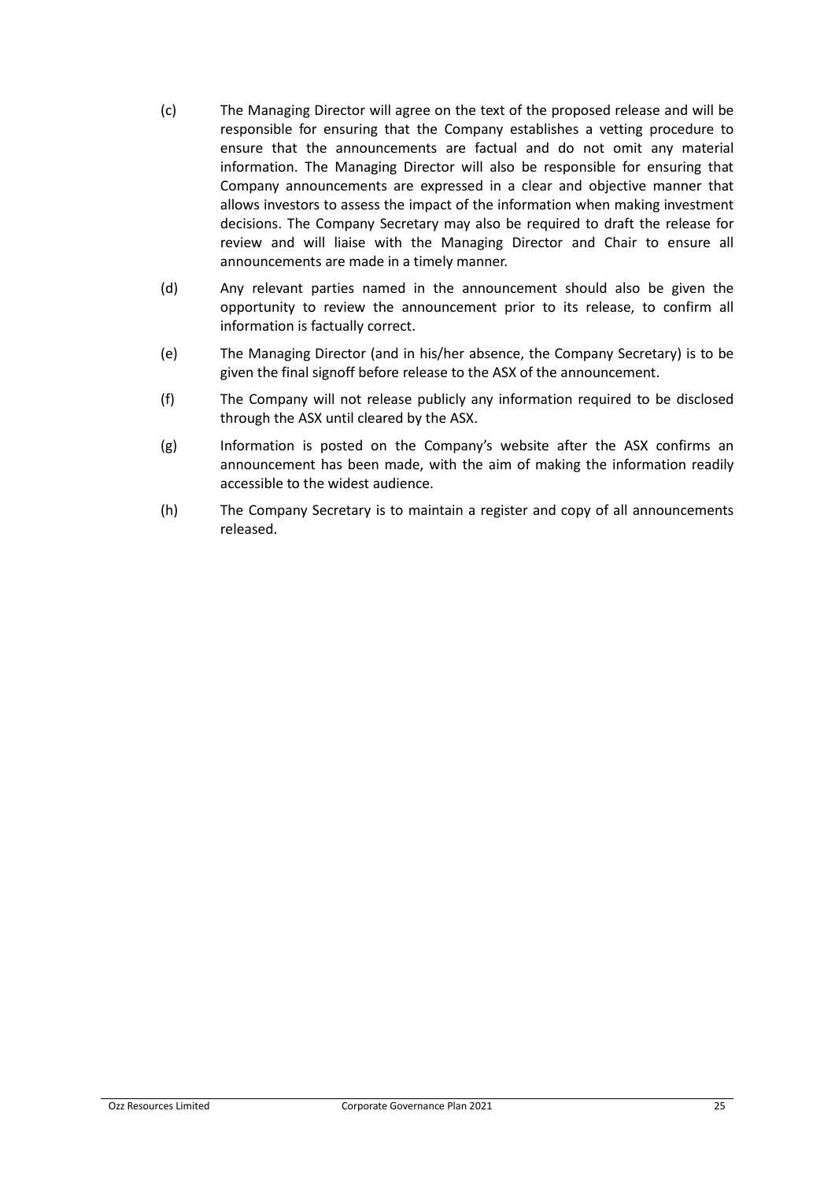(c) The Managing Director will agree on the text of the proposed release and will be responsible for ensuring that the Company establishes a vetting procedure to ensure that the announcements are factual and do not omit any material information. The Managing Director will also be responsible for ensuring that Company announcements are expressed in a clear and objective manner that allows investors to assess the impact of the information when making investment decisions. The Company Secretary may also be required to draft the release for review and will liaise with the Managing Director and Chair to ensure all announcements are made in a timely manner.

(d) Any relevant parties named in the announcement should also be given the opportunity to review the announcement prior to its release, to confirm all information is factually correct.

(e) The Managing Director (and in his/her absence, the Company Secretary) is to be given the final signoff before release to the ASX of the announcement.

(f) The Company will not release publicly any information required to be disclosed through the ASX until cleared by the ASX.

(g) Information is posted on the Company's website after the ASX confirms an announcement has been made, with the aim of making the information readily accessible to the widest audience.

(h) The Company Secretary is to maintain a register and copy of all announcements released.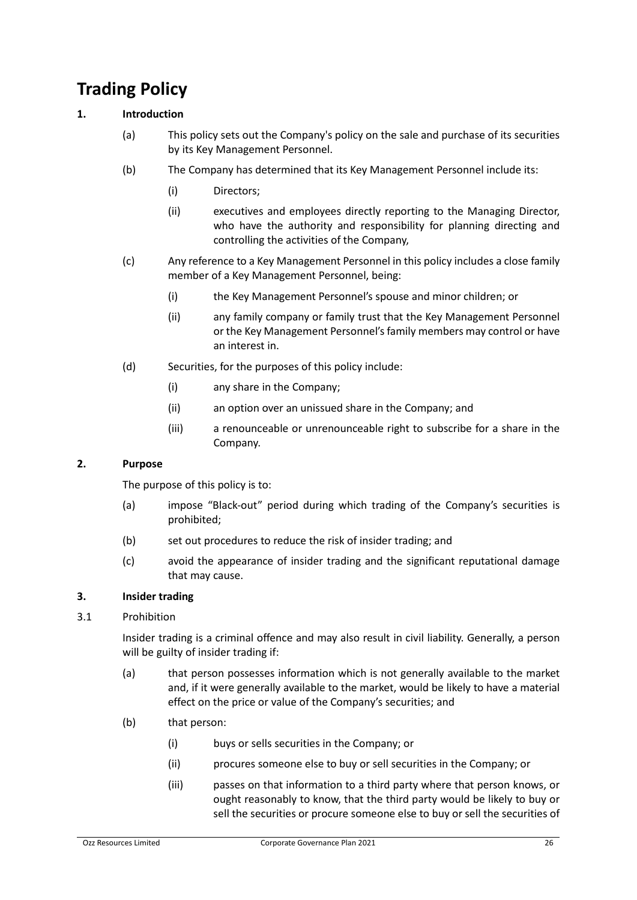# Trading Policy

## 1. Introduction

(a) This policy sets out the Company's policy on the sale and purchase of its securities by its Key Management Personnel.

(b) The Company has determined that its Key Management Personnel include its:

(i) Directors;

(ii) executives and employees directly reporting to the Managing Director, who have the authority and responsibility for planning directing and controlling the activities of the Company,

(c) Any reference to a Key Management Personnel in this policy includes a close family member of a Key Management Personnel, being:

(i) the Key Management Personnel's spouse and minor children; or

(ii) any family company or family trust that the Key Management Personnel or the Key Management Personnel's family members may control or have an interest in.

(d) Securities, for the purposes of this policy include:

(i) any share in the Company;

(ii) an option over an unissued share in the Company; and

(iii) a renounceable or unrenounceable right to subscribe for a share in the Company.

## 2. Purpose

The purpose of this policy is to:

(a) impose "Black-out" period during which trading of the Company's securities is prohibited;

(b) set out procedures to reduce the risk of insider trading; and

(c) avoid the appearance of insider trading and the significant reputational damage that may cause.

## 3. Insider trading

3.1 Prohibition

Insider trading is a criminal offence and may also result in civil liability. Generally, a person will be guilty of insider trading if:

(a) that person possesses information which is not generally available to the market and, if it were generally available to the market, would be likely to have a material effect on the price or value of the Company's securities; and

(b) that person:

(i) buys or sells securities in the Company; or

(ii) procures someone else to buy or sell securities in the Company; or

(iii) passes on that information to a third party where that person knows, or ought reasonably to know, that the third party would be likely to buy or sell the securities or procure someone else to buy or sell the securities of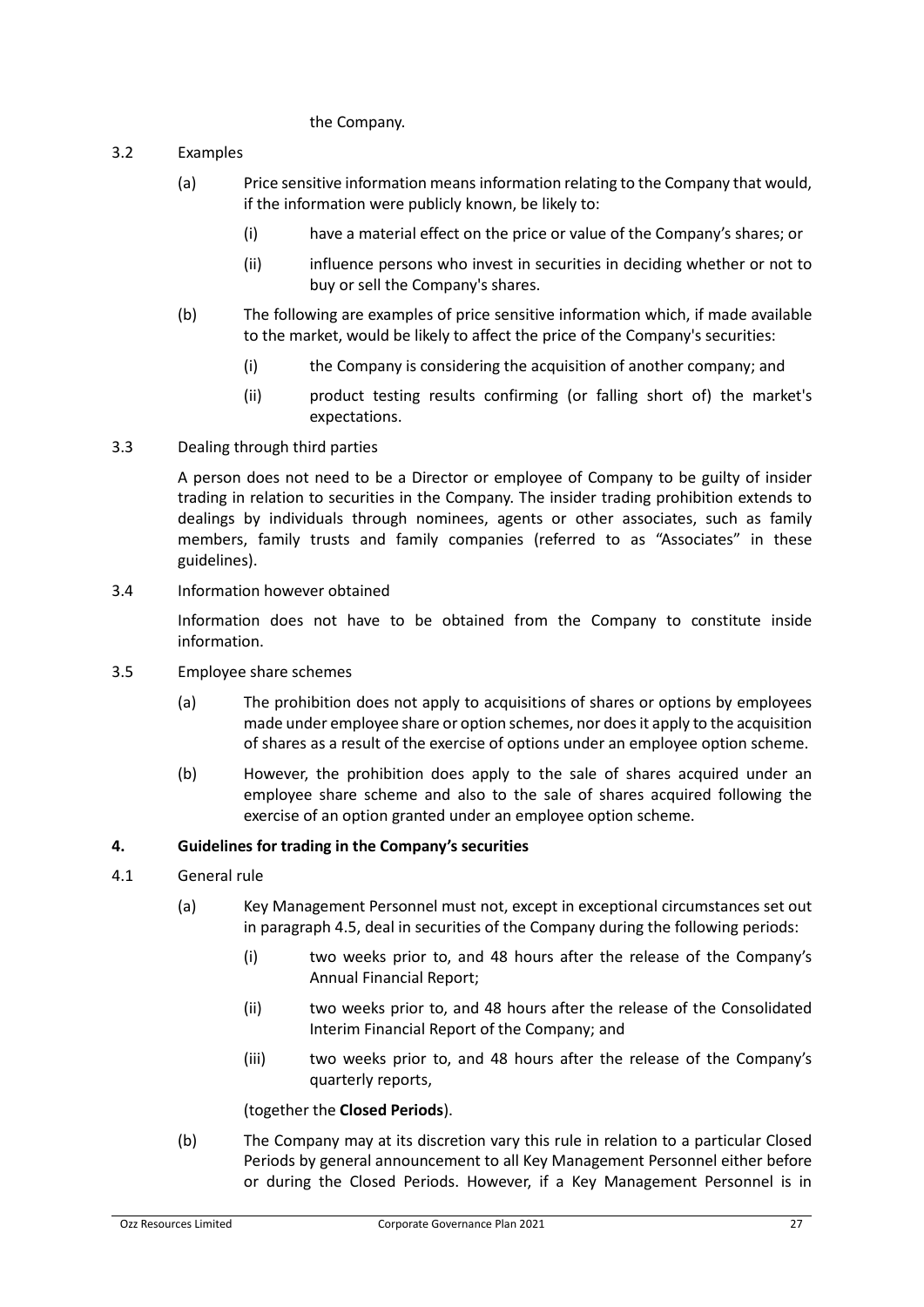the Company.

3.2 Examples

(a) Price sensitive information means information relating to the Company that would, if the information were publicly known, be likely to:

(i) have a material effect on the price or value of the Company's shares; or

(ii) influence persons who invest in securities in deciding whether or not to buy or sell the Company's shares.

(b) The following are examples of price sensitive information which, if made available to the market, would be likely to affect the price of the Company's securities:

(i) the Company is considering the acquisition of another company; and

(ii) product testing results confirming (or falling short of) the market's expectations.

3.3 Dealing through third parties

A person does not need to be a Director or employee of Company to be guilty of insider trading in relation to securities in the Company. The insider trading prohibition extends to dealings by individuals through nominees, agents or other associates, such as family members, family trusts and family companies (referred to as "Associates" in these guidelines).

3.4 Information however obtained

Information does not have to be obtained from the Company to constitute inside information.

3.5 Employee share schemes

(a) The prohibition does not apply to acquisitions of shares or options by employees made under employee share or option schemes, nor does it apply to the acquisition of shares as a result of the exercise of options under an employee option scheme.

(b) However, the prohibition does apply to the sale of shares acquired under an employee share scheme and also to the sale of shares acquired following the exercise of an option granted under an employee option scheme.

## 4. Guidelines for trading in the Company's securities

4.1 General rule

(a) Key Management Personnel must not, except in exceptional circumstances set out in paragraph 4.5, deal in securities of the Company during the following periods:

(i) two weeks prior to, and 48 hours after the release of the Company's Annual Financial Report;

(ii) two weeks prior to, and 48 hours after the release of the Consolidated Interim Financial Report of the Company; and

(iii) two weeks prior to, and 48 hours after the release of the Company's quarterly reports,

(together the **Closed Periods**).

(b) The Company may at its discretion vary this rule in relation to a particular Closed Periods by general announcement to all Key Management Personnel either before or during the Closed Periods. However, if a Key Management Personnel is in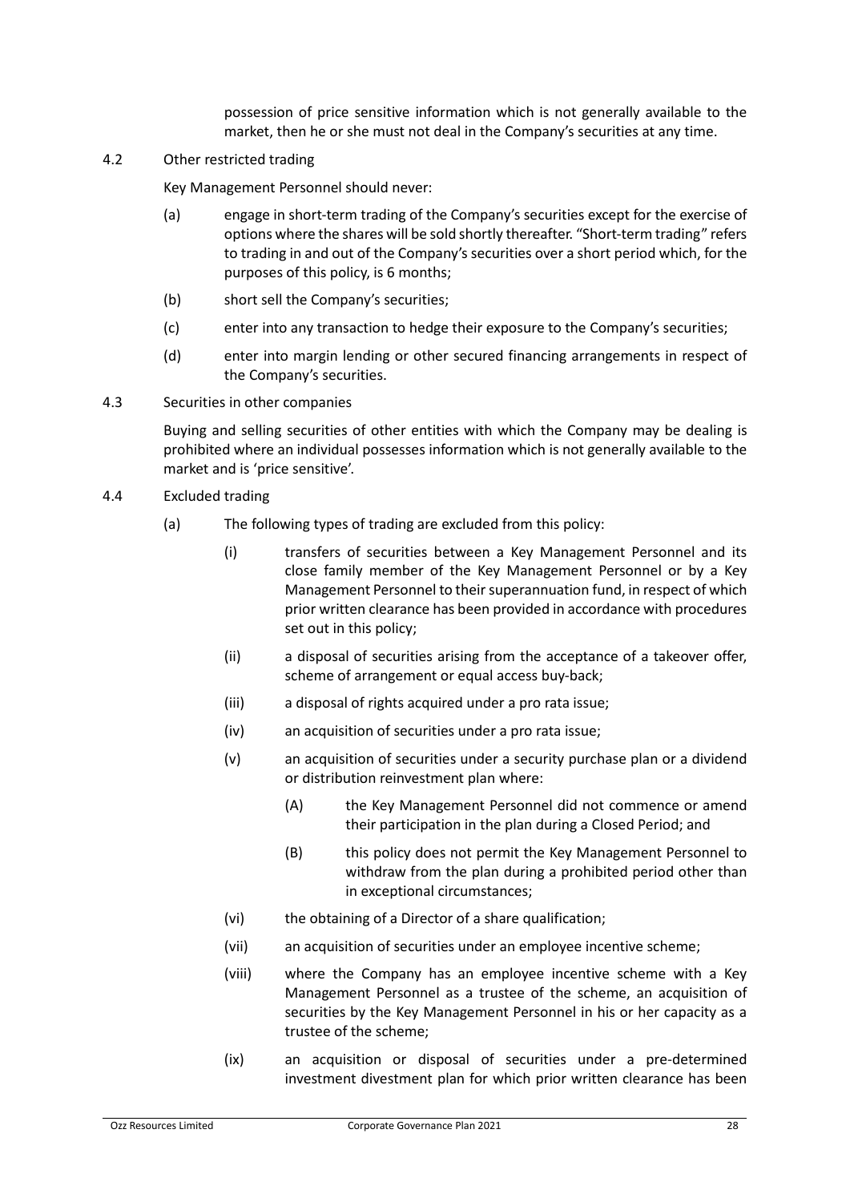possession of price sensitive information which is not generally available to the market, then he or she must not deal in the Company's securities at any time.

4.2 Other restricted trading

Key Management Personnel should never:

(a) engage in short-term trading of the Company's securities except for the exercise of options where the shares will be sold shortly thereafter. "Short-term trading" refers to trading in and out of the Company's securities over a short period which, for the purposes of this policy, is 6 months;

(b) short sell the Company's securities;

(c) enter into any transaction to hedge their exposure to the Company's securities;

(d) enter into margin lending or other secured financing arrangements in respect of the Company's securities.

4.3 Securities in other companies

Buying and selling securities of other entities with which the Company may be dealing is prohibited where an individual possesses information which is not generally available to the market and is 'price sensitive'.

4.4 Excluded trading

(a) The following types of trading are excluded from this policy:

(i) transfers of securities between a Key Management Personnel and its close family member of the Key Management Personnel or by a Key Management Personnel to their superannuation fund, in respect of which prior written clearance has been provided in accordance with procedures set out in this policy;

(ii) a disposal of securities arising from the acceptance of a takeover offer, scheme of arrangement or equal access buy-back;

(iii) a disposal of rights acquired under a pro rata issue;

(iv) an acquisition of securities under a pro rata issue;

(v) an acquisition of securities under a security purchase plan or a dividend or distribution reinvestment plan where:

(A) the Key Management Personnel did not commence or amend their participation in the plan during a Closed Period; and

(B) this policy does not permit the Key Management Personnel to withdraw from the plan during a prohibited period other than in exceptional circumstances;

(vi) the obtaining of a Director of a share qualification;

(vii) an acquisition of securities under an employee incentive scheme;

(viii) where the Company has an employee incentive scheme with a Key Management Personnel as a trustee of the scheme, an acquisition of securities by the Key Management Personnel in his or her capacity as a trustee of the scheme;

(ix) an acquisition or disposal of securities under a pre-determined investment divestment plan for which prior written clearance has been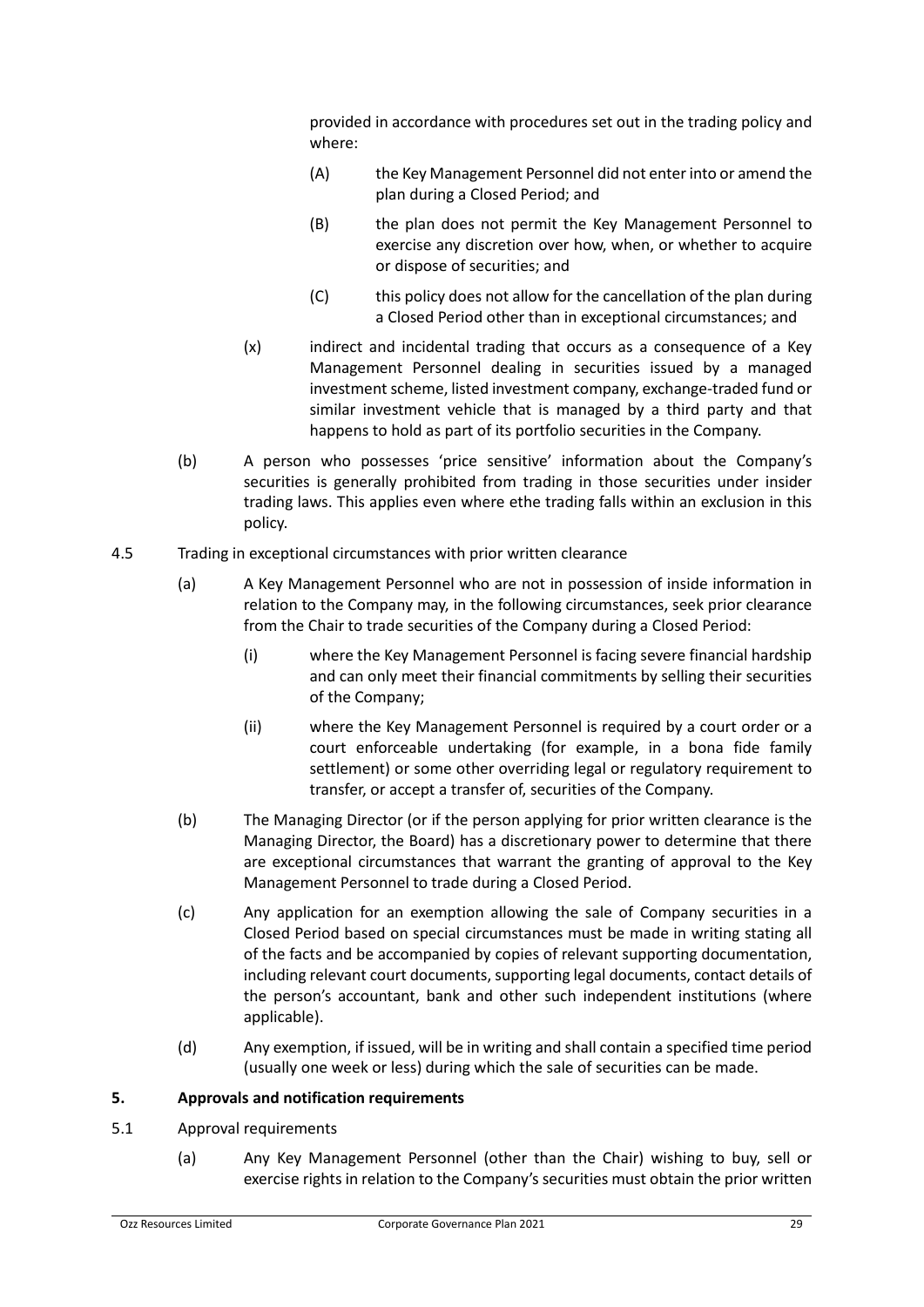provided in accordance with procedures set out in the trading policy and where:

(A) the Key Management Personnel did not enter into or amend the plan during a Closed Period; and

(B) the plan does not permit the Key Management Personnel to exercise any discretion over how, when, or whether to acquire or dispose of securities; and

(C) this policy does not allow for the cancellation of the plan during a Closed Period other than in exceptional circumstances; and

(x) indirect and incidental trading that occurs as a consequence of a Key Management Personnel dealing in securities issued by a managed investment scheme, listed investment company, exchange-traded fund or similar investment vehicle that is managed by a third party and that happens to hold as part of its portfolio securities in the Company.

(b) A person who possesses 'price sensitive' information about the Company's securities is generally prohibited from trading in those securities under insider trading laws. This applies even where ethe trading falls within an exclusion in this policy.

4.5 Trading in exceptional circumstances with prior written clearance

(a) A Key Management Personnel who are not in possession of inside information in relation to the Company may, in the following circumstances, seek prior clearance from the Chair to trade securities of the Company during a Closed Period:

(i) where the Key Management Personnel is facing severe financial hardship and can only meet their financial commitments by selling their securities of the Company;

(ii) where the Key Management Personnel is required by a court order or a court enforceable undertaking (for example, in a bona fide family settlement) or some other overriding legal or regulatory requirement to transfer, or accept a transfer of, securities of the Company.

(b) The Managing Director (or if the person applying for prior written clearance is the Managing Director, the Board) has a discretionary power to determine that there are exceptional circumstances that warrant the granting of approval to the Key Management Personnel to trade during a Closed Period.

(c) Any application for an exemption allowing the sale of Company securities in a Closed Period based on special circumstances must be made in writing stating all of the facts and be accompanied by copies of relevant supporting documentation, including relevant court documents, supporting legal documents, contact details of the person's accountant, bank and other such independent institutions (where applicable).

(d) Any exemption, if issued, will be in writing and shall contain a specified time period (usually one week or less) during which the sale of securities can be made.

## 5. Approvals and notification requirements

5.1 Approval requirements

(a) Any Key Management Personnel (other than the Chair) wishing to buy, sell or exercise rights in relation to the Company's securities must obtain the prior written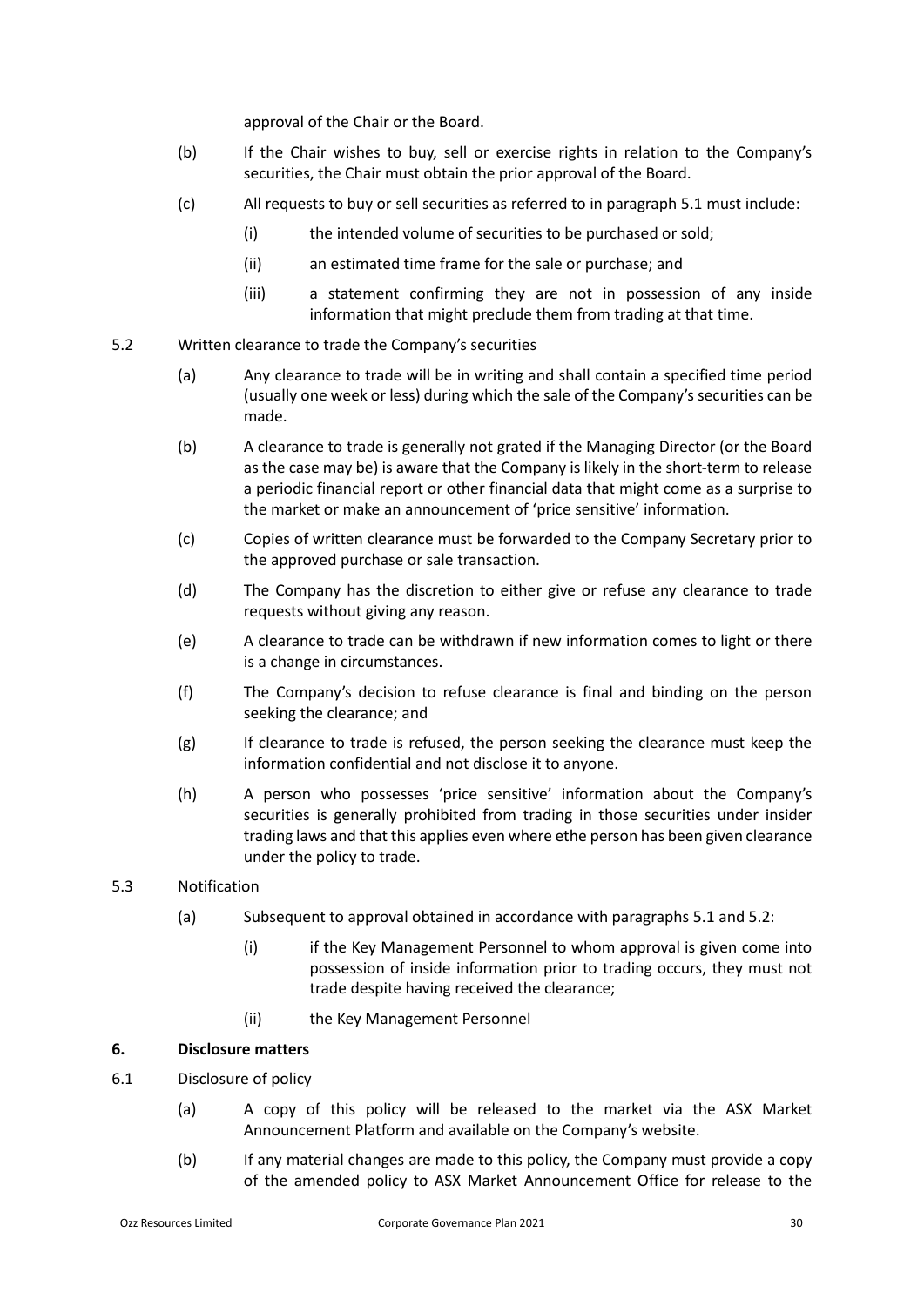approval of the Chair or the Board.

(b) If the Chair wishes to buy, sell or exercise rights in relation to the Company's securities, the Chair must obtain the prior approval of the Board.

(c) All requests to buy or sell securities as referred to in paragraph 5.1 must include:

(i) the intended volume of securities to be purchased or sold;

(ii) an estimated time frame for the sale or purchase; and

(iii) a statement confirming they are not in possession of any inside information that might preclude them from trading at that time.

5.2 Written clearance to trade the Company's securities

(a) Any clearance to trade will be in writing and shall contain a specified time period (usually one week or less) during which the sale of the Company's securities can be made.

(b) A clearance to trade is generally not grated if the Managing Director (or the Board as the case may be) is aware that the Company is likely in the short-term to release a periodic financial report or other financial data that might come as a surprise to the market or make an announcement of 'price sensitive' information.

(c) Copies of written clearance must be forwarded to the Company Secretary prior to the approved purchase or sale transaction.

(d) The Company has the discretion to either give or refuse any clearance to trade requests without giving any reason.

(e) A clearance to trade can be withdrawn if new information comes to light or there is a change in circumstances.

(f) The Company's decision to refuse clearance is final and binding on the person seeking the clearance; and

(g) If clearance to trade is refused, the person seeking the clearance must keep the information confidential and not disclose it to anyone.

(h) A person who possesses 'price sensitive' information about the Company's securities is generally prohibited from trading in those securities under insider trading laws and that this applies even where ethe person has been given clearance under the policy to trade.

5.3 Notification

(a) Subsequent to approval obtained in accordance with paragraphs 5.1 and 5.2:

(i) if the Key Management Personnel to whom approval is given come into possession of inside information prior to trading occurs, they must not trade despite having received the clearance;

(ii) the Key Management Personnel

**6. Disclosure matters**

6.1 Disclosure of policy

(a) A copy of this policy will be released to the market via the ASX Market Announcement Platform and available on the Company's website.

(b) If any material changes are made to this policy, the Company must provide a copy of the amended policy to ASX Market Announcement Office for release to the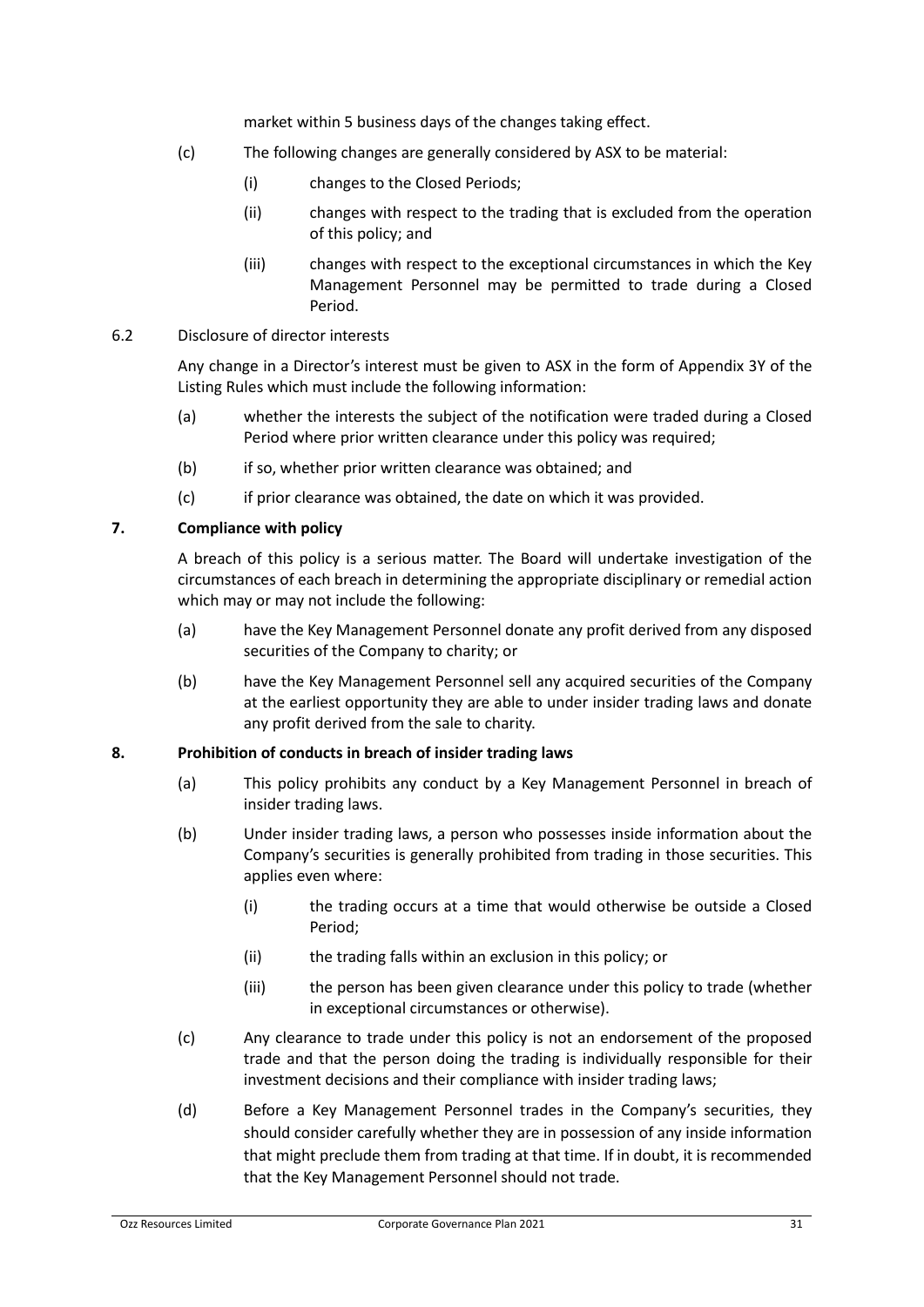market within 5 business days of the changes taking effect.

(c) The following changes are generally considered by ASX to be material:

(i) changes to the Closed Periods;

(ii) changes with respect to the trading that is excluded from the operation of this policy; and

(iii) changes with respect to the exceptional circumstances in which the Key Management Personnel may be permitted to trade during a Closed Period.

6.2 Disclosure of director interests

Any change in a Director's interest must be given to ASX in the form of Appendix 3Y of the Listing Rules which must include the following information:

(a) whether the interests the subject of the notification were traded during a Closed Period where prior written clearance under this policy was required;

(b) if so, whether prior written clearance was obtained; and

(c) if prior clearance was obtained, the date on which it was provided.

## 7. Compliance with policy

A breach of this policy is a serious matter. The Board will undertake investigation of the circumstances of each breach in determining the appropriate disciplinary or remedial action which may or may not include the following:

(a) have the Key Management Personnel donate any profit derived from any disposed securities of the Company to charity; or

(b) have the Key Management Personnel sell any acquired securities of the Company at the earliest opportunity they are able to under insider trading laws and donate any profit derived from the sale to charity.

## 8. Prohibition of conducts in breach of insider trading laws

(a) This policy prohibits any conduct by a Key Management Personnel in breach of insider trading laws.

(b) Under insider trading laws, a person who possesses inside information about the Company's securities is generally prohibited from trading in those securities. This applies even where:

(i) the trading occurs at a time that would otherwise be outside a Closed Period;

(ii) the trading falls within an exclusion in this policy; or

(iii) the person has been given clearance under this policy to trade (whether in exceptional circumstances or otherwise).

(c) Any clearance to trade under this policy is not an endorsement of the proposed trade and that the person doing the trading is individually responsible for their investment decisions and their compliance with insider trading laws;

(d) Before a Key Management Personnel trades in the Company's securities, they should consider carefully whether they are in possession of any inside information that might preclude them from trading at that time. If in doubt, it is recommended that the Key Management Personnel should not trade.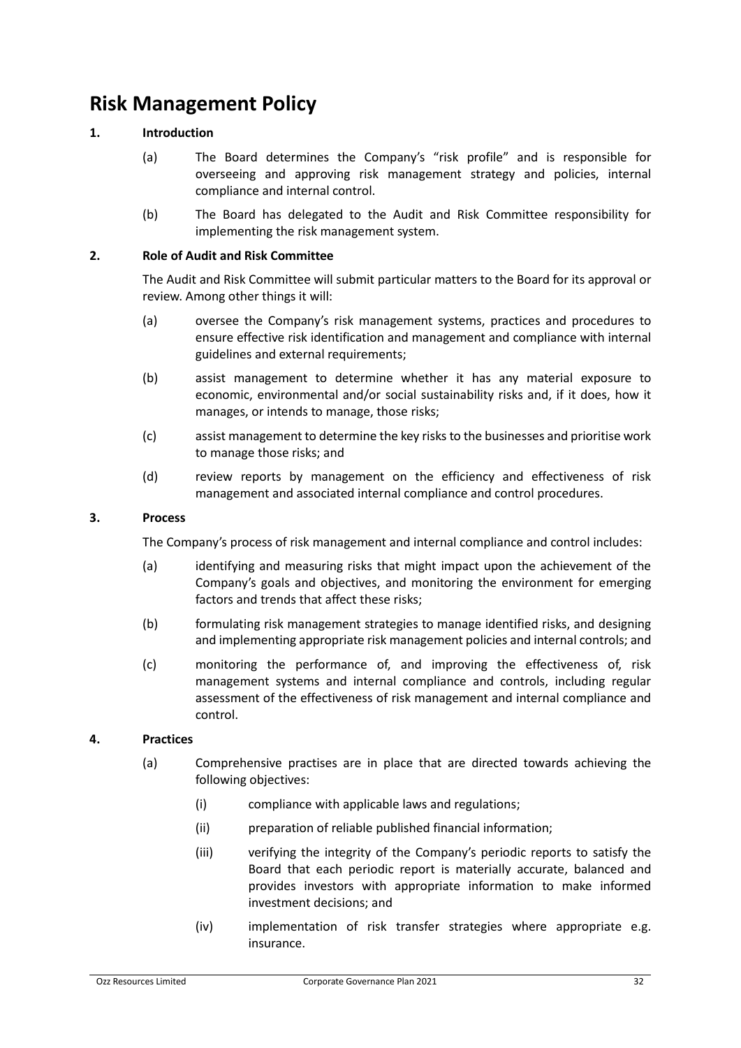# Risk Management Policy

**1. Introduction**

(a) The Board determines the Company's "risk profile" and is responsible for overseeing and approving risk management strategy and policies, internal compliance and internal control.

(b) The Board has delegated to the Audit and Risk Committee responsibility for implementing the risk management system.

**2. Role of Audit and Risk Committee**

The Audit and Risk Committee will submit particular matters to the Board for its approval or review. Among other things it will:

(a) oversee the Company's risk management systems, practices and procedures to ensure effective risk identification and management and compliance with internal guidelines and external requirements;

(b) assist management to determine whether it has any material exposure to economic, environmental and/or social sustainability risks and, if it does, how it manages, or intends to manage, those risks;

(c) assist management to determine the key risks to the businesses and prioritise work to manage those risks; and

(d) review reports by management on the efficiency and effectiveness of risk management and associated internal compliance and control procedures.

**3. Process**

The Company's process of risk management and internal compliance and control includes:

(a) identifying and measuring risks that might impact upon the achievement of the Company's goals and objectives, and monitoring the environment for emerging factors and trends that affect these risks;

(b) formulating risk management strategies to manage identified risks, and designing and implementing appropriate risk management policies and internal controls; and

(c) monitoring the performance of, and improving the effectiveness of, risk management systems and internal compliance and controls, including regular assessment of the effectiveness of risk management and internal compliance and control.

**4. Practices**

(a) Comprehensive practises are in place that are directed towards achieving the following objectives:

(i) compliance with applicable laws and regulations;

(ii) preparation of reliable published financial information;

(iii) verifying the integrity of the Company's periodic reports to satisfy the Board that each periodic report is materially accurate, balanced and provides investors with appropriate information to make informed investment decisions; and

(iv) implementation of risk transfer strategies where appropriate e.g. insurance.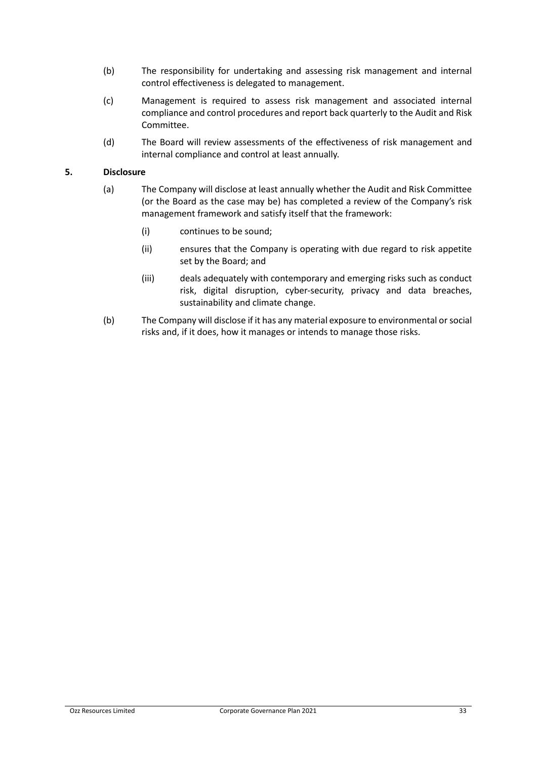(b) The responsibility for undertaking and assessing risk management and internal control effectiveness is delegated to management.

(c) Management is required to assess risk management and associated internal compliance and control procedures and report back quarterly to the Audit and Risk Committee.

(d) The Board will review assessments of the effectiveness of risk management and internal compliance and control at least annually.

## 5. Disclosure

(a) The Company will disclose at least annually whether the Audit and Risk Committee (or the Board as the case may be) has completed a review of the Company's risk management framework and satisfy itself that the framework:

  (i) continues to be sound;

  (ii) ensures that the Company is operating with due regard to risk appetite set by the Board; and

  (iii) deals adequately with contemporary and emerging risks such as conduct risk, digital disruption, cyber-security, privacy and data breaches, sustainability and climate change.

(b) The Company will disclose if it has any material exposure to environmental or social risks and, if it does, how it manages or intends to manage those risks.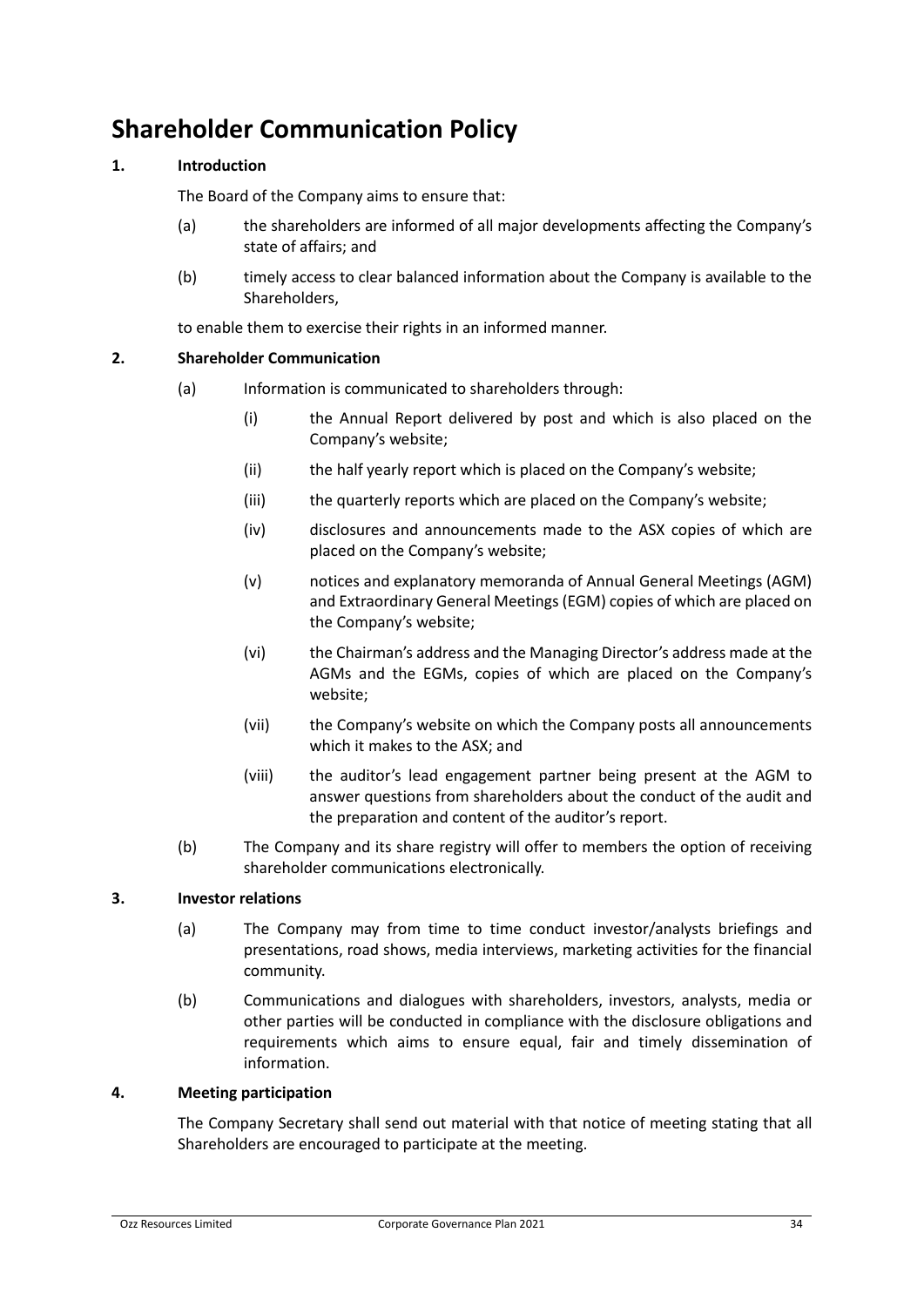# Shareholder Communication Policy

**1. Introduction**

The Board of the Company aims to ensure that:

(a) the shareholders are informed of all major developments affecting the Company's state of affairs; and

(b) timely access to clear balanced information about the Company is available to the Shareholders,

to enable them to exercise their rights in an informed manner.

**2. Shareholder Communication**

(a) Information is communicated to shareholders through:

(i) the Annual Report delivered by post and which is also placed on the Company's website;

(ii) the half yearly report which is placed on the Company's website;

(iii) the quarterly reports which are placed on the Company's website;

(iv) disclosures and announcements made to the ASX copies of which are placed on the Company's website;

(v) notices and explanatory memoranda of Annual General Meetings (AGM) and Extraordinary General Meetings (EGM) copies of which are placed on the Company's website;

(vi) the Chairman's address and the Managing Director's address made at the AGMs and the EGMs, copies of which are placed on the Company's website;

(vii) the Company's website on which the Company posts all announcements which it makes to the ASX; and

(viii) the auditor's lead engagement partner being present at the AGM to answer questions from shareholders about the conduct of the audit and the preparation and content of the auditor's report.

(b) The Company and its share registry will offer to members the option of receiving shareholder communications electronically.

**3. Investor relations**

(a) The Company may from time to time conduct investor/analysts briefings and presentations, road shows, media interviews, marketing activities for the financial community.

(b) Communications and dialogues with shareholders, investors, analysts, media or other parties will be conducted in compliance with the disclosure obligations and requirements which aims to ensure equal, fair and timely dissemination of information.

**4. Meeting participation**

The Company Secretary shall send out material with that notice of meeting stating that all Shareholders are encouraged to participate at the meeting.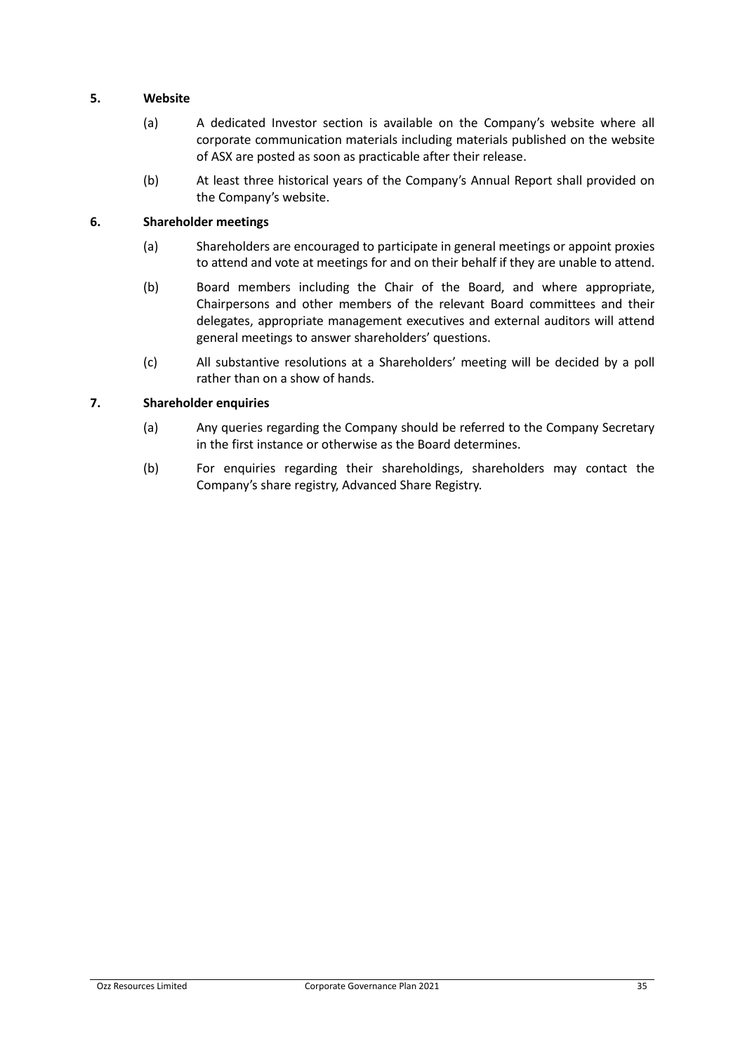### 5. Website

(a) A dedicated Investor section is available on the Company's website where all corporate communication materials including materials published on the website of ASX are posted as soon as practicable after their release.

(b) At least three historical years of the Company's Annual Report shall provided on the Company's website.

### 6. Shareholder meetings

(a) Shareholders are encouraged to participate in general meetings or appoint proxies to attend and vote at meetings for and on their behalf if they are unable to attend.

(b) Board members including the Chair of the Board, and where appropriate, Chairpersons and other members of the relevant Board committees and their delegates, appropriate management executives and external auditors will attend general meetings to answer shareholders' questions.

(c) All substantive resolutions at a Shareholders' meeting will be decided by a poll rather than on a show of hands.

### 7. Shareholder enquiries

(a) Any queries regarding the Company should be referred to the Company Secretary in the first instance or otherwise as the Board determines.

(b) For enquiries regarding their shareholdings, shareholders may contact the Company's share registry, Advanced Share Registry.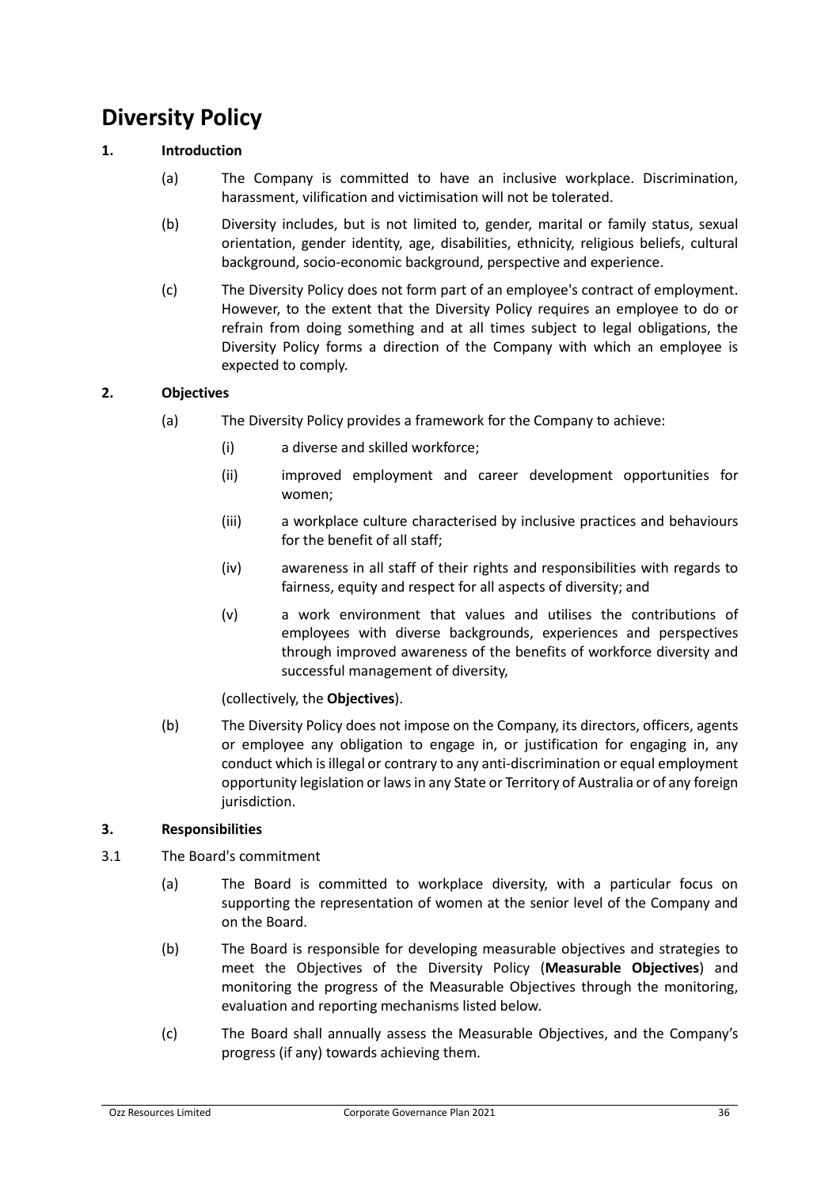# Diversity Policy

## 1. Introduction

(a) The Company is committed to have an inclusive workplace. Discrimination, harassment, vilification and victimisation will not be tolerated.

(b) Diversity includes, but is not limited to, gender, marital or family status, sexual orientation, gender identity, age, disabilities, ethnicity, religious beliefs, cultural background, socio-economic background, perspective and experience.

(c) The Diversity Policy does not form part of an employee's contract of employment. However, to the extent that the Diversity Policy requires an employee to do or refrain from doing something and at all times subject to legal obligations, the Diversity Policy forms a direction of the Company with which an employee is expected to comply.

## 2. Objectives

(a) The Diversity Policy provides a framework for the Company to achieve:

(i) a diverse and skilled workforce;

(ii) improved employment and career development opportunities for women;

(iii) a workplace culture characterised by inclusive practices and behaviours for the benefit of all staff;

(iv) awareness in all staff of their rights and responsibilities with regards to fairness, equity and respect for all aspects of diversity; and

(v) a work environment that values and utilises the contributions of employees with diverse backgrounds, experiences and perspectives through improved awareness of the benefits of workforce diversity and successful management of diversity,

(collectively, the **Objectives**).

(b) The Diversity Policy does not impose on the Company, its directors, officers, agents or employee any obligation to engage in, or justification for engaging in, any conduct which is illegal or contrary to any anti-discrimination or equal employment opportunity legislation or laws in any State or Territory of Australia or of any foreign jurisdiction.

## 3. Responsibilities

3.1 The Board's commitment

(a) The Board is committed to workplace diversity, with a particular focus on supporting the representation of women at the senior level of the Company and on the Board.

(b) The Board is responsible for developing measurable objectives and strategies to meet the Objectives of the Diversity Policy (**Measurable Objectives**) and monitoring the progress of the Measurable Objectives through the monitoring, evaluation and reporting mechanisms listed below.

(c) The Board shall annually assess the Measurable Objectives, and the Company's progress (if any) towards achieving them.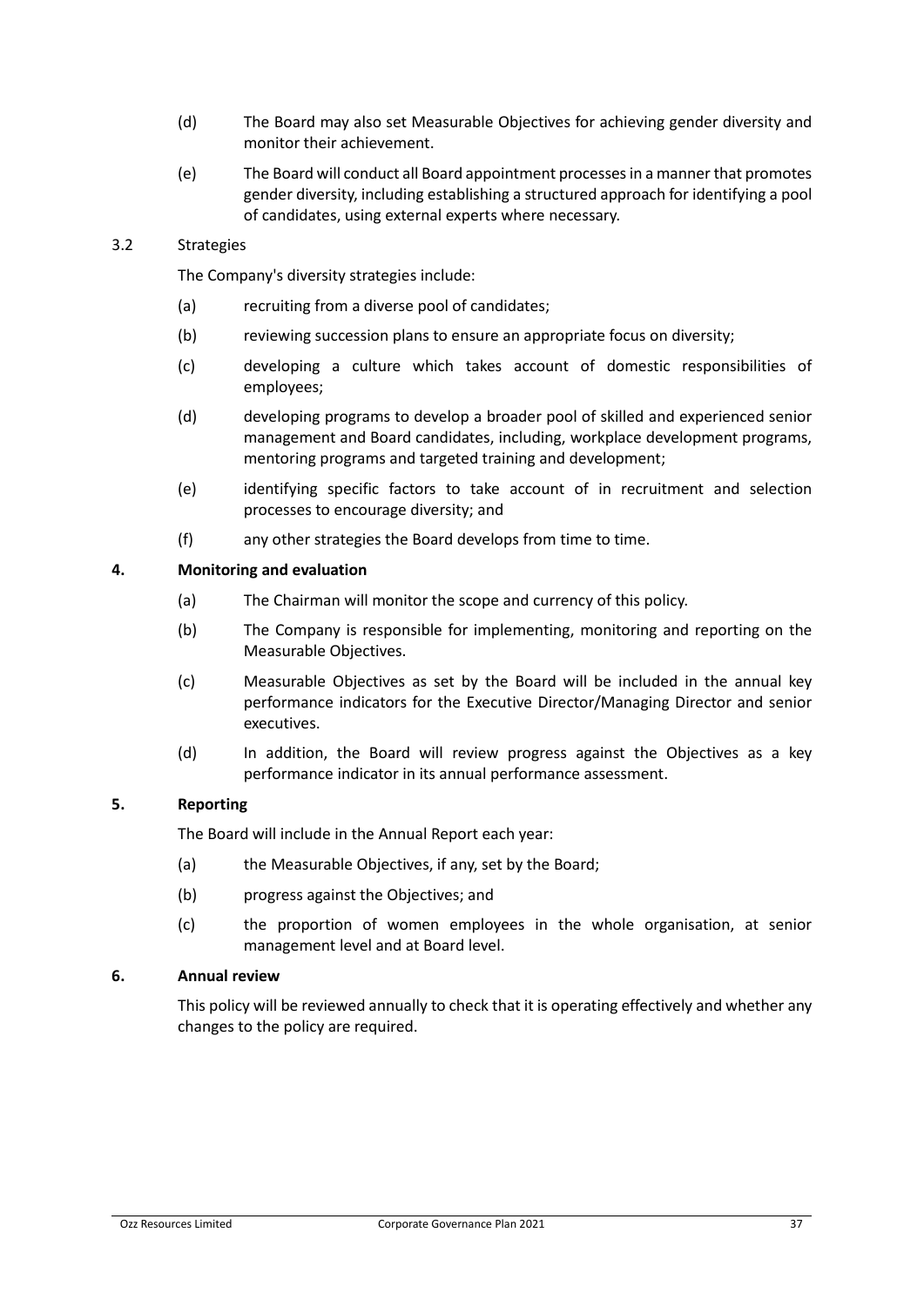(d) The Board may also set Measurable Objectives for achieving gender diversity and monitor their achievement.

(e) The Board will conduct all Board appointment processes in a manner that promotes gender diversity, including establishing a structured approach for identifying a pool of candidates, using external experts where necessary.

3.2 Strategies

The Company's diversity strategies include:

(a) recruiting from a diverse pool of candidates;

(b) reviewing succession plans to ensure an appropriate focus on diversity;

(c) developing a culture which takes account of domestic responsibilities of employees;

(d) developing programs to develop a broader pool of skilled and experienced senior management and Board candidates, including, workplace development programs, mentoring programs and targeted training and development;

(e) identifying specific factors to take account of in recruitment and selection processes to encourage diversity; and

(f) any other strategies the Board develops from time to time.

## 4. Monitoring and evaluation

(a) The Chairman will monitor the scope and currency of this policy.

(b) The Company is responsible for implementing, monitoring and reporting on the Measurable Objectives.

(c) Measurable Objectives as set by the Board will be included in the annual key performance indicators for the Executive Director/Managing Director and senior executives.

(d) In addition, the Board will review progress against the Objectives as a key performance indicator in its annual performance assessment.

## 5. Reporting

The Board will include in the Annual Report each year:

(a) the Measurable Objectives, if any, set by the Board;

(b) progress against the Objectives; and

(c) the proportion of women employees in the whole organisation, at senior management level and at Board level.

## 6. Annual review

This policy will be reviewed annually to check that it is operating effectively and whether any changes to the policy are required.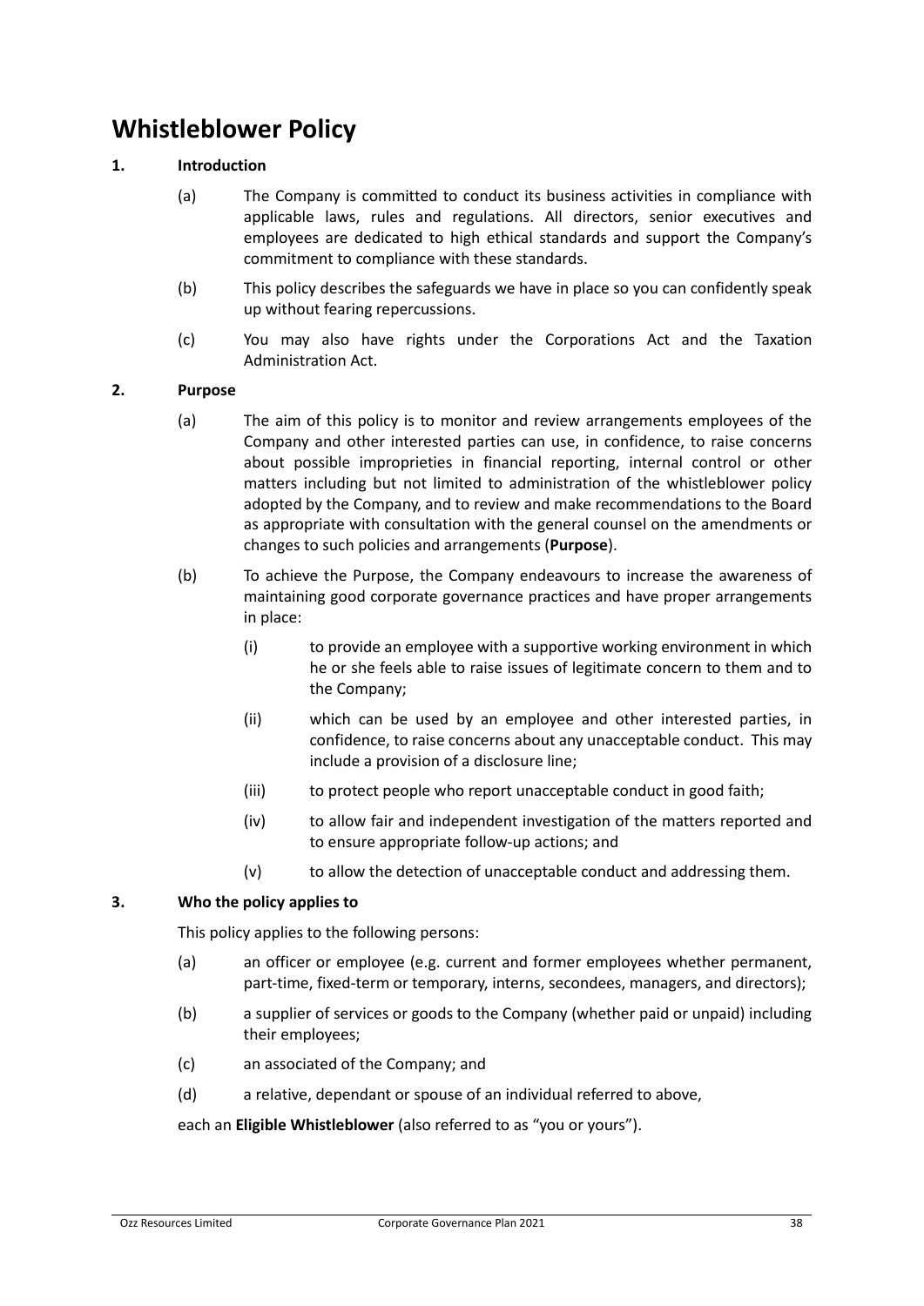# Whistleblower Policy

## 1. Introduction

(a) The Company is committed to conduct its business activities in compliance with applicable laws, rules and regulations. All directors, senior executives and employees are dedicated to high ethical standards and support the Company's commitment to compliance with these standards.

(b) This policy describes the safeguards we have in place so you can confidently speak up without fearing repercussions.

(c) You may also have rights under the Corporations Act and the Taxation Administration Act.

## 2. Purpose

(a) The aim of this policy is to monitor and review arrangements employees of the Company and other interested parties can use, in confidence, to raise concerns about possible improprieties in financial reporting, internal control or other matters including but not limited to administration of the whistleblower policy adopted by the Company, and to review and make recommendations to the Board as appropriate with consultation with the general counsel on the amendments or changes to such policies and arrangements (**Purpose**).

(b) To achieve the Purpose, the Company endeavours to increase the awareness of maintaining good corporate governance practices and have proper arrangements in place:

(i) to provide an employee with a supportive working environment in which he or she feels able to raise issues of legitimate concern to them and to the Company;

(ii) which can be used by an employee and other interested parties, in confidence, to raise concerns about any unacceptable conduct. This may include a provision of a disclosure line;

(iii) to protect people who report unacceptable conduct in good faith;

(iv) to allow fair and independent investigation of the matters reported and to ensure appropriate follow-up actions; and

(v) to allow the detection of unacceptable conduct and addressing them.

## 3. Who the policy applies to

This policy applies to the following persons:

(a) an officer or employee (e.g. current and former employees whether permanent, part-time, fixed-term or temporary, interns, secondees, managers, and directors);

(b) a supplier of services or goods to the Company (whether paid or unpaid) including their employees;

(c) an associated of the Company; and

(d) a relative, dependant or spouse of an individual referred to above,

each an **Eligible Whistleblower** (also referred to as "you or yours").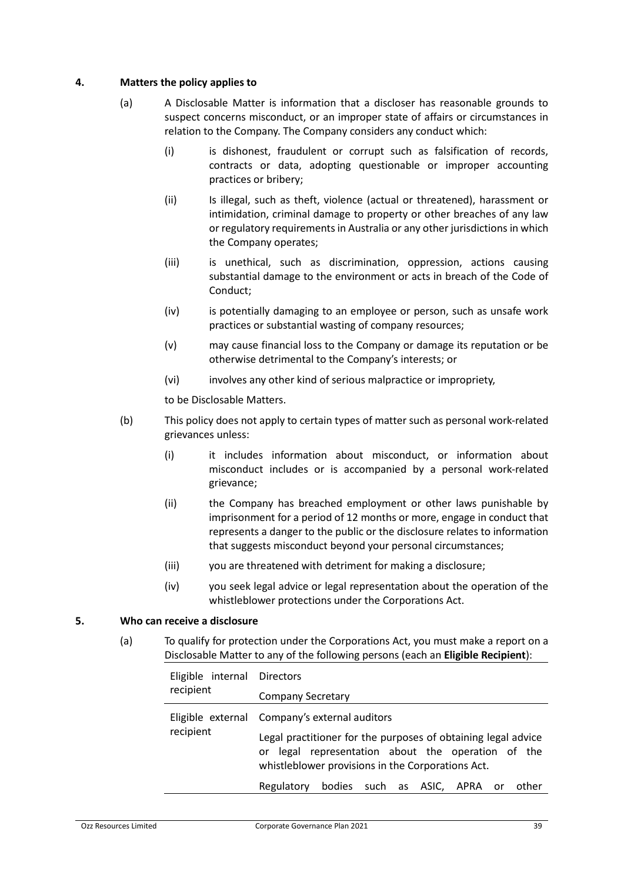## 4. Matters the policy applies to

(a) A Disclosable Matter is information that a discloser has reasonable grounds to suspect concerns misconduct, or an improper state of affairs or circumstances in relation to the Company. The Company considers any conduct which:

   (i) is dishonest, fraudulent or corrupt such as falsification of records, contracts or data, adopting questionable or improper accounting practices or bribery;

   (ii) Is illegal, such as theft, violence (actual or threatened), harassment or intimidation, criminal damage to property or other breaches of any law or regulatory requirements in Australia or any other jurisdictions in which the Company operates;

   (iii) is unethical, such as discrimination, oppression, actions causing substantial damage to the environment or acts in breach of the Code of Conduct;

   (iv) is potentially damaging to an employee or person, such as unsafe work practices or substantial wasting of company resources;

   (v) may cause financial loss to the Company or damage its reputation or be otherwise detrimental to the Company's interests; or

   (vi) involves any other kind of serious malpractice or impropriety,

   to be Disclosable Matters.

(b) This policy does not apply to certain types of matter such as personal work-related grievances unless:

   (i) it includes information about misconduct, or information about misconduct includes or is accompanied by a personal work-related grievance;

   (ii) the Company has breached employment or other laws punishable by imprisonment for a period of 12 months or more, engage in conduct that represents a danger to the public or the disclosure relates to information that suggests misconduct beyond your personal circumstances;

   (iii) you are threatened with detriment for making a disclosure;

   (iv) you seek legal advice or legal representation about the operation of the whistleblower protections under the Corporations Act.

## 5. Who can receive a disclosure

(a) To qualify for protection under the Corporations Act, you must make a report on a Disclosable Matter to any of the following persons (each an **Eligible Recipient**):

| | |
|---|---|
| Eligible internal recipient | Directors |
| | Company Secretary |
| Eligible external recipient | Company's external auditors |
| | Legal practitioner for the purposes of obtaining legal advice or legal representation about the operation of the whistleblower provisions in the Corporations Act. |
| | Regulatory bodies such as ASIC, APRA or other |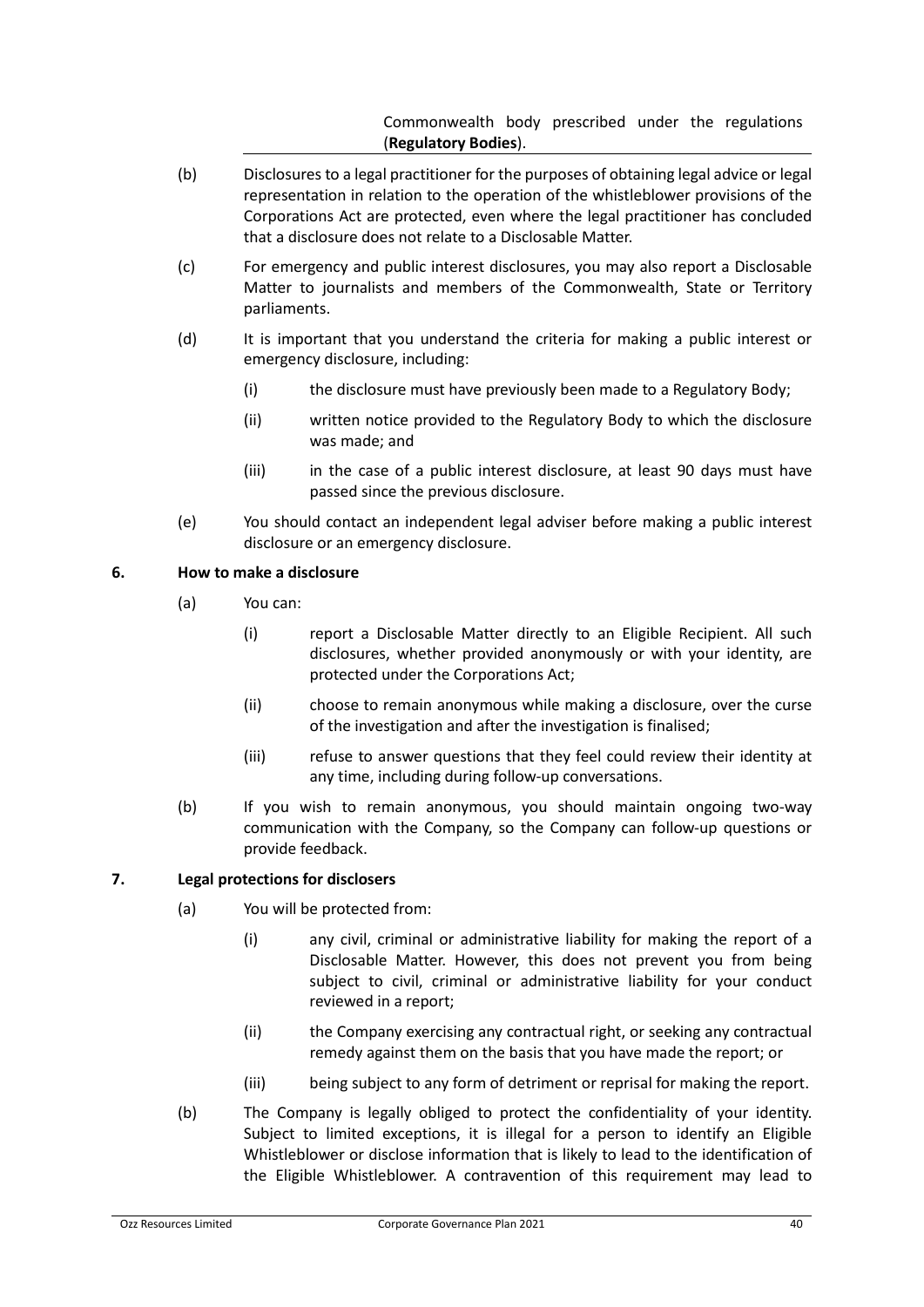Commonwealth body prescribed under the regulations (**Regulatory Bodies**).

(b) Disclosures to a legal practitioner for the purposes of obtaining legal advice or legal representation in relation to the operation of the whistleblower provisions of the Corporations Act are protected, even where the legal practitioner has concluded that a disclosure does not relate to a Disclosable Matter.

(c) For emergency and public interest disclosures, you may also report a Disclosable Matter to journalists and members of the Commonwealth, State or Territory parliaments.

(d) It is important that you understand the criteria for making a public interest or emergency disclosure, including:

   (i) the disclosure must have previously been made to a Regulatory Body;

   (ii) written notice provided to the Regulatory Body to which the disclosure was made; and

   (iii) in the case of a public interest disclosure, at least 90 days must have passed since the previous disclosure.

(e) You should contact an independent legal adviser before making a public interest disclosure or an emergency disclosure.

## 6. How to make a disclosure

(a) You can:

   (i) report a Disclosable Matter directly to an Eligible Recipient. All such disclosures, whether provided anonymously or with your identity, are protected under the Corporations Act;

   (ii) choose to remain anonymous while making a disclosure, over the curse of the investigation and after the investigation is finalised;

   (iii) refuse to answer questions that they feel could review their identity at any time, including during follow-up conversations.

(b) If you wish to remain anonymous, you should maintain ongoing two-way communication with the Company, so the Company can follow-up questions or provide feedback.

## 7. Legal protections for disclosers

(a) You will be protected from:

   (i) any civil, criminal or administrative liability for making the report of a Disclosable Matter. However, this does not prevent you from being subject to civil, criminal or administrative liability for your conduct reviewed in a report;

   (ii) the Company exercising any contractual right, or seeking any contractual remedy against them on the basis that you have made the report; or

   (iii) being subject to any form of detriment or reprisal for making the report.

(b) The Company is legally obliged to protect the confidentiality of your identity. Subject to limited exceptions, it is illegal for a person to identify an Eligible Whistleblower or disclose information that is likely to lead to the identification of the Eligible Whistleblower. A contravention of this requirement may lead to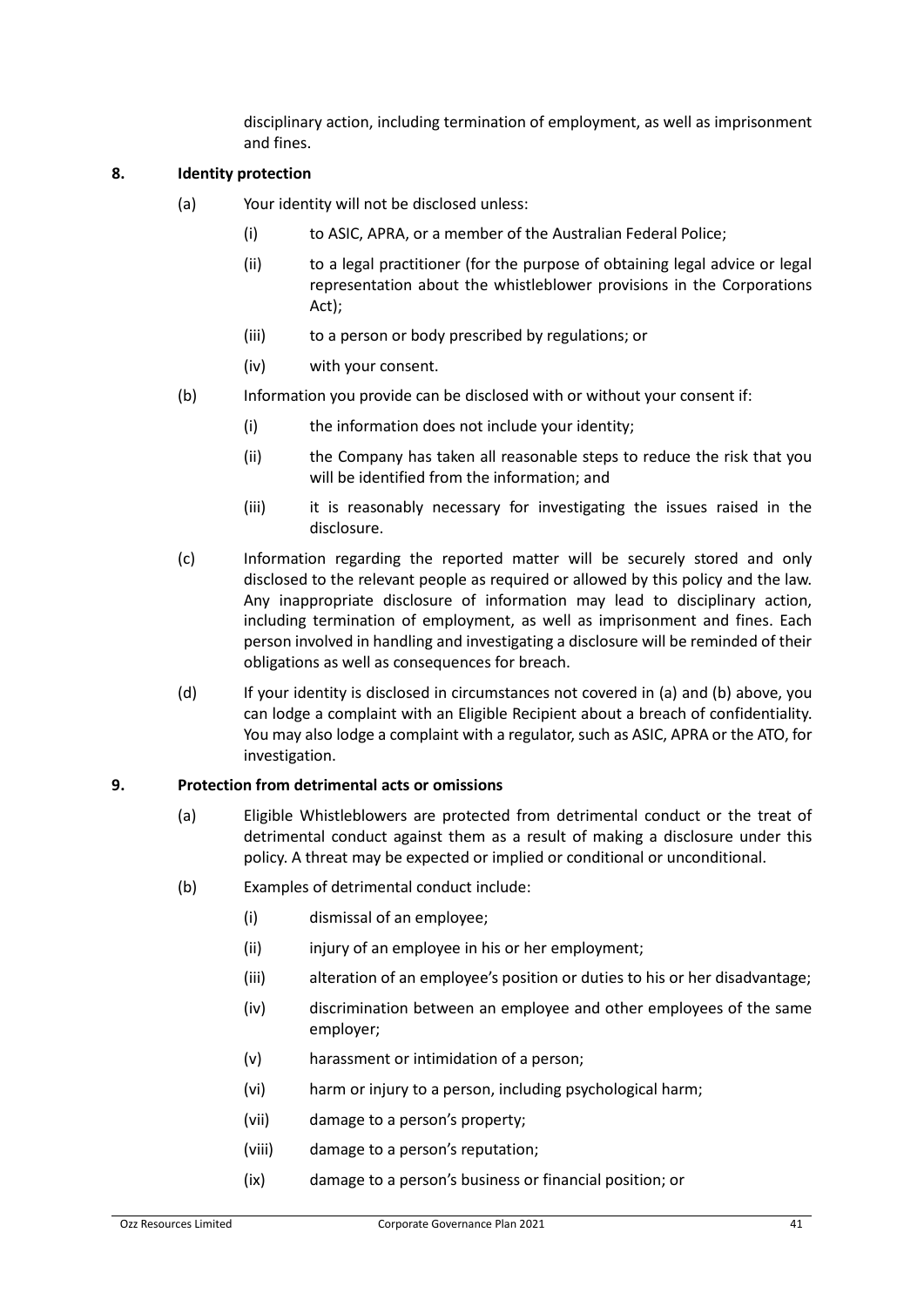disciplinary action, including termination of employment, as well as imprisonment and fines.

## 8. Identity protection

(a) Your identity will not be disclosed unless:

(i) to ASIC, APRA, or a member of the Australian Federal Police;

(ii) to a legal practitioner (for the purpose of obtaining legal advice or legal representation about the whistleblower provisions in the Corporations Act);

(iii) to a person or body prescribed by regulations; or

(iv) with your consent.

(b) Information you provide can be disclosed with or without your consent if:

(i) the information does not include your identity;

(ii) the Company has taken all reasonable steps to reduce the risk that you will be identified from the information; and

(iii) it is reasonably necessary for investigating the issues raised in the disclosure.

(c) Information regarding the reported matter will be securely stored and only disclosed to the relevant people as required or allowed by this policy and the law. Any inappropriate disclosure of information may lead to disciplinary action, including termination of employment, as well as imprisonment and fines. Each person involved in handling and investigating a disclosure will be reminded of their obligations as well as consequences for breach.

(d) If your identity is disclosed in circumstances not covered in (a) and (b) above, you can lodge a complaint with an Eligible Recipient about a breach of confidentiality. You may also lodge a complaint with a regulator, such as ASIC, APRA or the ATO, for investigation.

## 9. Protection from detrimental acts or omissions

(a) Eligible Whistleblowers are protected from detrimental conduct or the treat of detrimental conduct against them as a result of making a disclosure under this policy. A threat may be expected or implied or conditional or unconditional.

(b) Examples of detrimental conduct include:

(i) dismissal of an employee;

(ii) injury of an employee in his or her employment;

(iii) alteration of an employee's position or duties to his or her disadvantage;

(iv) discrimination between an employee and other employees of the same employer;

(v) harassment or intimidation of a person;

(vi) harm or injury to a person, including psychological harm;

(vii) damage to a person's property;

(viii) damage to a person's reputation;

(ix) damage to a person's business or financial position; or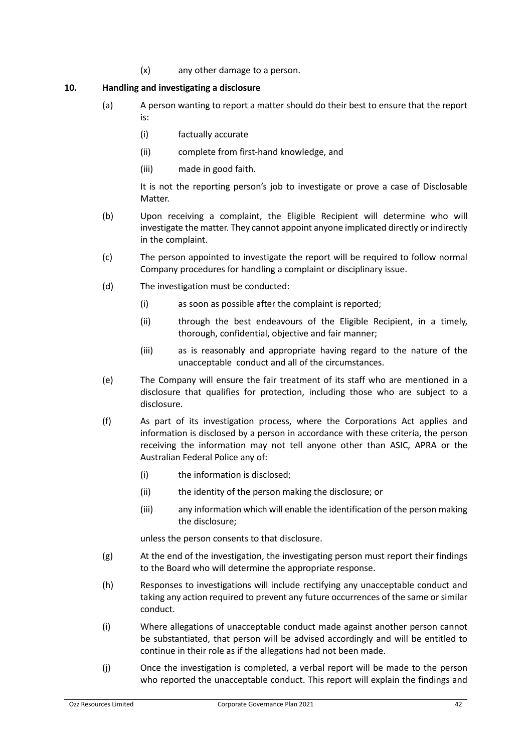(x) any other damage to a person.

## 10. Handling and investigating a disclosure

(a) A person wanting to report a matter should do their best to ensure that the report is:

  (i) factually accurate

  (ii) complete from first-hand knowledge, and

  (iii) made in good faith.

  It is not the reporting person's job to investigate or prove a case of Disclosable Matter.

(b) Upon receiving a complaint, the Eligible Recipient will determine who will investigate the matter. They cannot appoint anyone implicated directly or indirectly in the complaint.

(c) The person appointed to investigate the report will be required to follow normal Company procedures for handling a complaint or disciplinary issue.

(d) The investigation must be conducted:

  (i) as soon as possible after the complaint is reported;

  (ii) through the best endeavours of the Eligible Recipient, in a timely, thorough, confidential, objective and fair manner;

  (iii) as is reasonably and appropriate having regard to the nature of the unacceptable conduct and all of the circumstances.

(e) The Company will ensure the fair treatment of its staff who are mentioned in a disclosure that qualifies for protection, including those who are subject to a disclosure.

(f) As part of its investigation process, where the Corporations Act applies and information is disclosed by a person in accordance with these criteria, the person receiving the information may not tell anyone other than ASIC, APRA or the Australian Federal Police any of:

  (i) the information is disclosed;

  (ii) the identity of the person making the disclosure; or

  (iii) any information which will enable the identification of the person making the disclosure;

  unless the person consents to that disclosure.

(g) At the end of the investigation, the investigating person must report their findings to the Board who will determine the appropriate response.

(h) Responses to investigations will include rectifying any unacceptable conduct and taking any action required to prevent any future occurrences of the same or similar conduct.

(i) Where allegations of unacceptable conduct made against another person cannot be substantiated, that person will be advised accordingly and will be entitled to continue in their role as if the allegations had not been made.

(j) Once the investigation is completed, a verbal report will be made to the person who reported the unacceptable conduct. This report will explain the findings and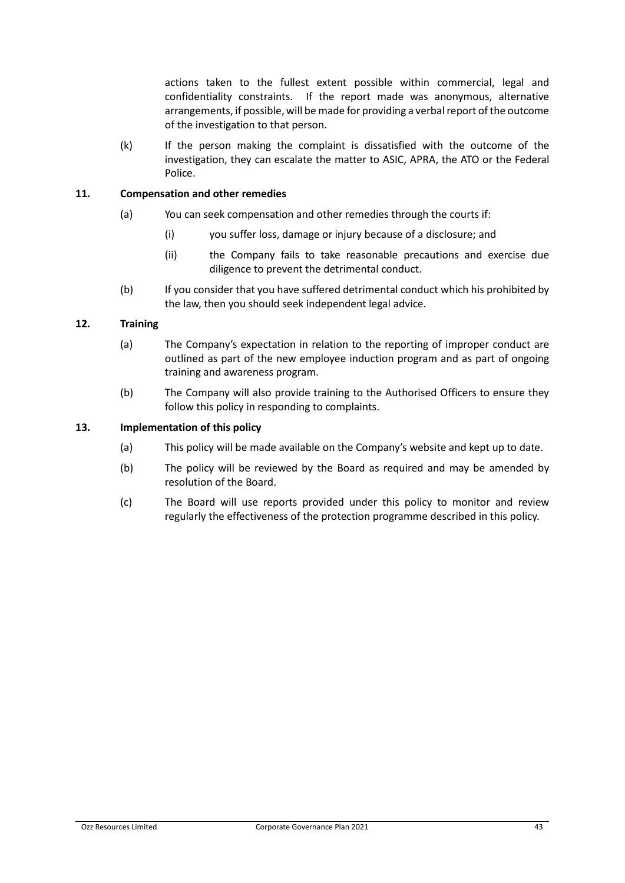actions taken to the fullest extent possible within commercial, legal and confidentiality constraints. If the report made was anonymous, alternative arrangements, if possible, will be made for providing a verbal report of the outcome of the investigation to that person.

(k) If the person making the complaint is dissatisfied with the outcome of the investigation, they can escalate the matter to ASIC, APRA, the ATO or the Federal Police.

## 11. Compensation and other remedies

(a) You can seek compensation and other remedies through the courts if:

(i) you suffer loss, damage or injury because of a disclosure; and

(ii) the Company fails to take reasonable precautions and exercise due diligence to prevent the detrimental conduct.

(b) If you consider that you have suffered detrimental conduct which his prohibited by the law, then you should seek independent legal advice.

## 12. Training

(a) The Company's expectation in relation to the reporting of improper conduct are outlined as part of the new employee induction program and as part of ongoing training and awareness program.

(b) The Company will also provide training to the Authorised Officers to ensure they follow this policy in responding to complaints.

## 13. Implementation of this policy

(a) This policy will be made available on the Company's website and kept up to date.

(b) The policy will be reviewed by the Board as required and may be amended by resolution of the Board.

(c) The Board will use reports provided under this policy to monitor and review regularly the effectiveness of the protection programme described in this policy.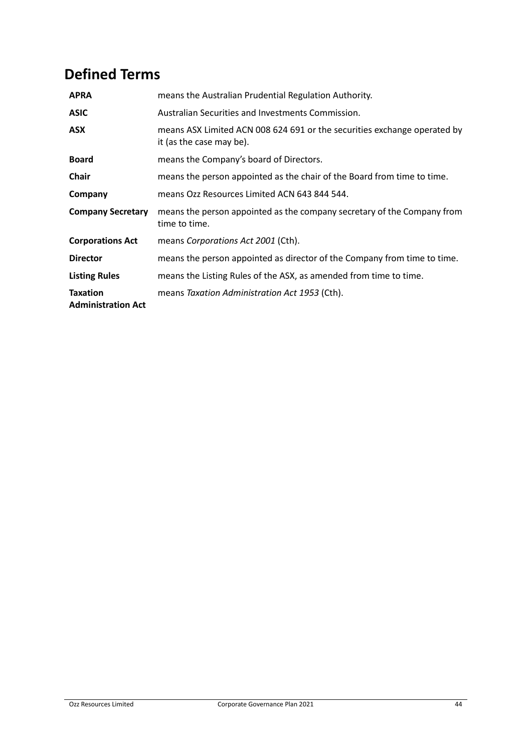# Defined Terms

| | |
|---|---|
| **APRA** | means the Australian Prudential Regulation Authority. |
| **ASIC** | Australian Securities and Investments Commission. |
| **ASX** | means ASX Limited ACN 008 624 691 or the securities exchange operated by it (as the case may be). |
| **Board** | means the Company's board of Directors. |
| **Chair** | means the person appointed as the chair of the Board from time to time. |
| **Company** | means Ozz Resources Limited ACN 643 844 544. |
| **Company Secretary** | means the person appointed as the company secretary of the Company from time to time. |
| **Corporations Act** | means *Corporations Act 2001* (Cth). |
| **Director** | means the person appointed as director of the Company from time to time. |
| **Listing Rules** | means the Listing Rules of the ASX, as amended from time to time. |
| **Taxation Administration Act** | means *Taxation Administration Act 1953* (Cth). |